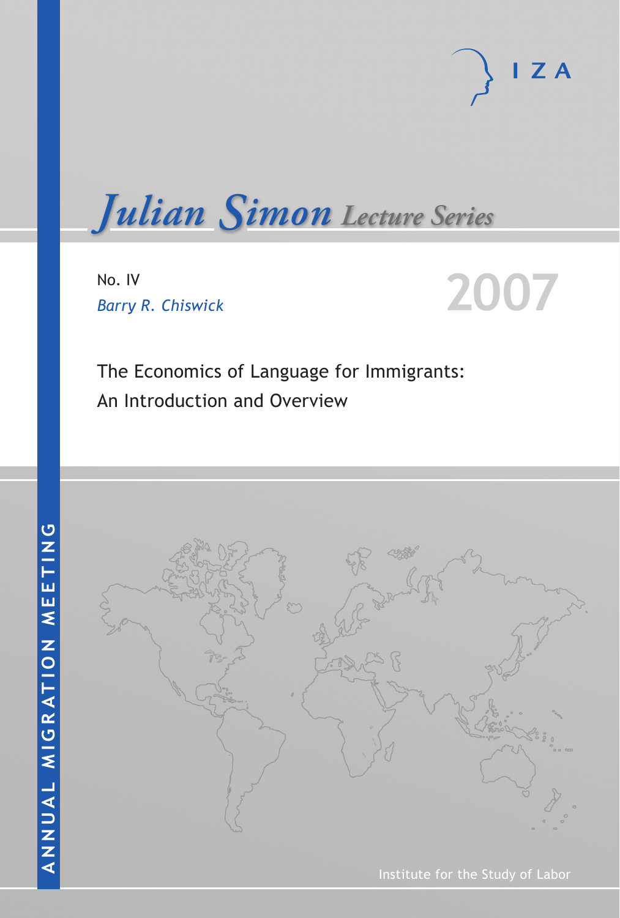IZA

# Julian Simon Lecture Series

No. IV

*Barry R. Chiswick*

2007

## The Economics of Language for Immigrants: An Introduction and Overview

ANNUAL MIGRATION MEETING

Institute for the Study of Labor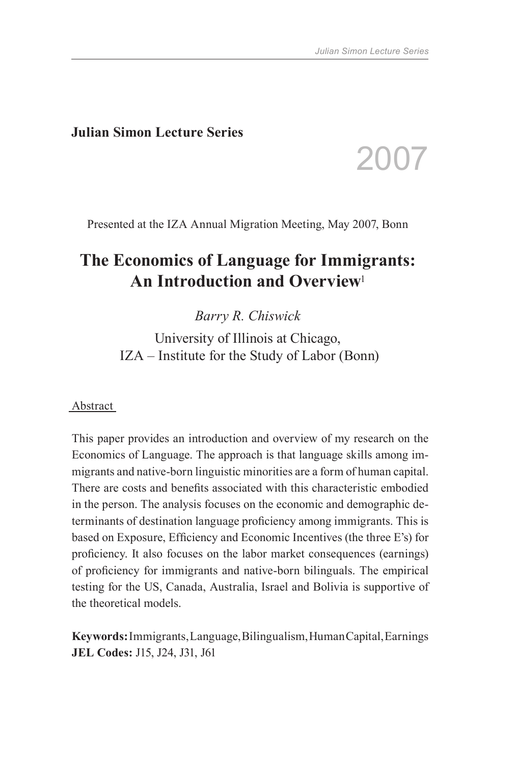**Julian Simon Lecture Series**

2007

Presented at the IZA Annual Migration Meeting, May 2007, Bonn

# The Economics of Language for Immigrants: An Introduction and Overview[1]

*Barry R. Chiswick*

University of Illinois at Chicago,
IZA – Institute for the Study of Labor (Bonn)

Abstract

This paper provides an introduction and overview of my research on the Economics of Language. The approach is that language skills among immigrants and native-born linguistic minorities are a form of human capital. There are costs and benefits associated with this characteristic embodied in the person. The analysis focuses on the economic and demographic determinants of destination language proficiency among immigrants. This is based on Exposure, Efficiency and Economic Incentives (the three E's) for proficiency. It also focuses on the labor market consequences (earnings) of proficiency for immigrants and native-born bilinguals. The empirical testing for the US, Canada, Australia, Israel and Bolivia is supportive of the theoretical models.

**Keywords:** Immigrants, Language, Bilingualism, Human Capital, Earnings
**JEL Codes:** J15, J24, J31, J61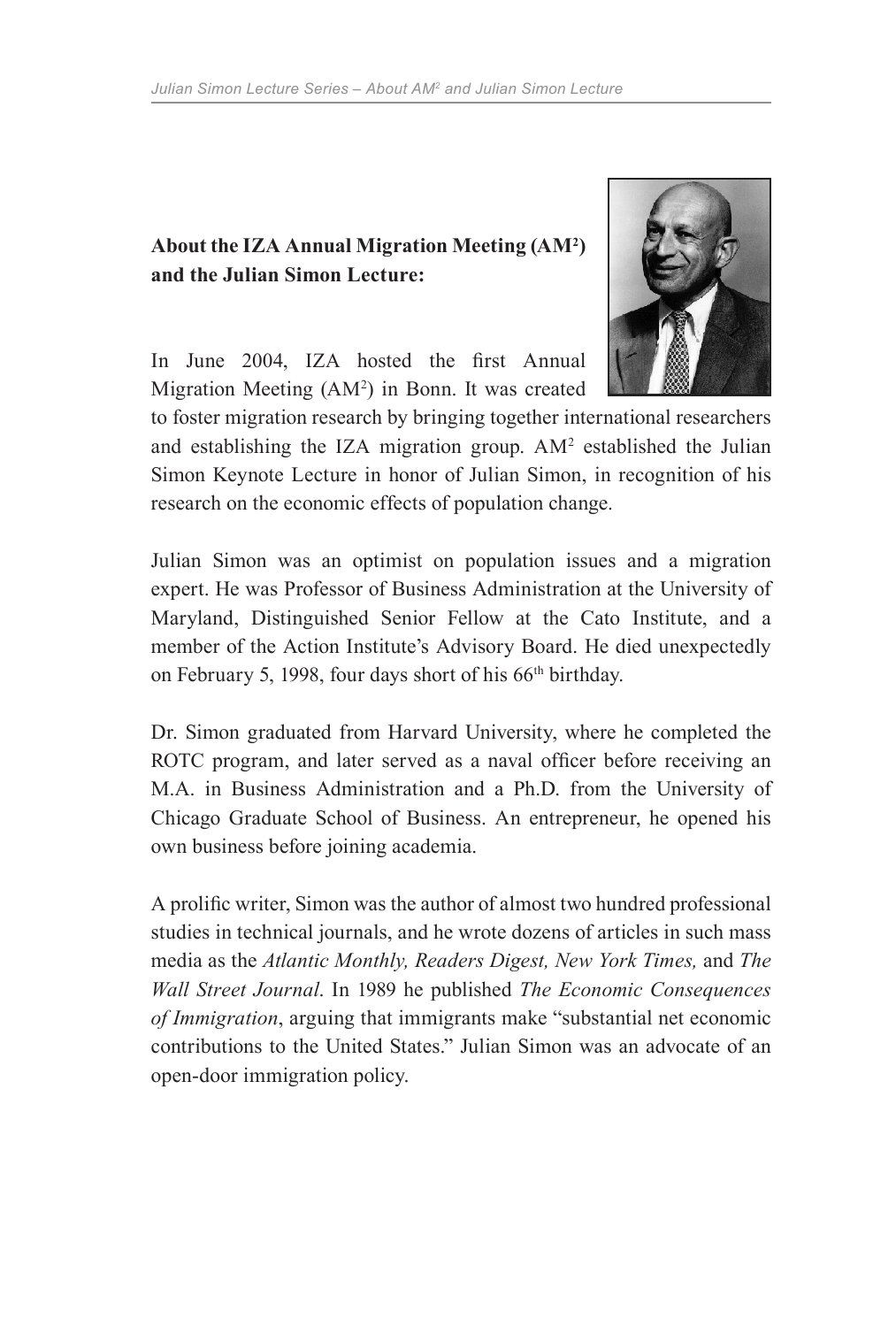**About the IZA Annual Migration Meeting ($AM^2$) and the Julian Simon Lecture:**

In June 2004, IZA hosted the first Annual Migration Meeting ($AM^2$) in Bonn. It was created to foster migration research by bringing together international researchers and establishing the IZA migration group. $AM^2$ established the Julian Simon Keynote Lecture in honor of Julian Simon, in recognition of his research on the economic effects of population change.

Julian Simon was an optimist on population issues and a migration expert. He was Professor of Business Administration at the University of Maryland, Distinguished Senior Fellow at the Cato Institute, and a member of the Action Institute's Advisory Board. He died unexpectedly on February 5, 1998, four days short of his 66th birthday.

Dr. Simon graduated from Harvard University, where he completed the ROTC program, and later served as a naval officer before receiving an M.A. in Business Administration and a Ph.D. from the University of Chicago Graduate School of Business. An entrepreneur, he opened his own business before joining academia.

A prolific writer, Simon was the author of almost two hundred professional studies in technical journals, and he wrote dozens of articles in such mass media as the *Atlantic Monthly, Readers Digest, New York Times,* and *The Wall Street Journal*. In 1989 he published *The Economic Consequences of Immigration*, arguing that immigrants make "substantial net economic contributions to the United States." Julian Simon was an advocate of an open-door immigration policy.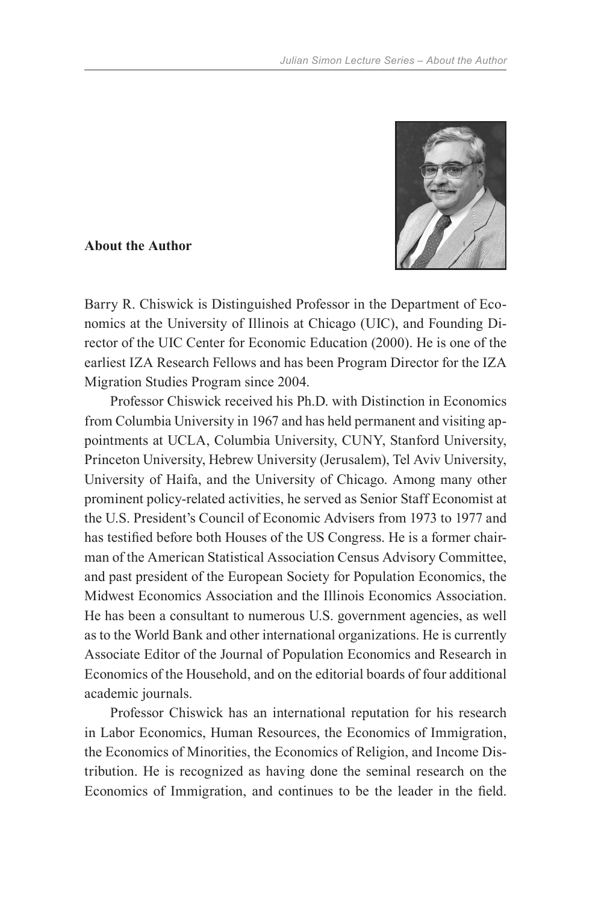**About the Author**

Barry R. Chiswick is Distinguished Professor in the Department of Economics at the University of Illinois at Chicago (UIC), and Founding Director of the UIC Center for Economic Education (2000). He is one of the earliest IZA Research Fellows and has been Program Director for the IZA Migration Studies Program since 2004.

Professor Chiswick received his Ph.D. with Distinction in Economics from Columbia University in 1967 and has held permanent and visiting appointments at UCLA, Columbia University, CUNY, Stanford University, Princeton University, Hebrew University (Jerusalem), Tel Aviv University, University of Haifa, and the University of Chicago. Among many other prominent policy-related activities, he served as Senior Staff Economist at the U.S. President's Council of Economic Advisers from 1973 to 1977 and has testified before both Houses of the US Congress. He is a former chairman of the American Statistical Association Census Advisory Committee, and past president of the European Society for Population Economics, the Midwest Economics Association and the Illinois Economics Association. He has been a consultant to numerous U.S. government agencies, as well as to the World Bank and other international organizations. He is currently Associate Editor of the Journal of Population Economics and Research in Economics of the Household, and on the editorial boards of four additional academic journals.

Professor Chiswick has an international reputation for his research in Labor Economics, Human Resources, the Economics of Immigration, the Economics of Minorities, the Economics of Religion, and Income Distribution. He is recognized as having done the seminal research on the Economics of Immigration, and continues to be the leader in the field.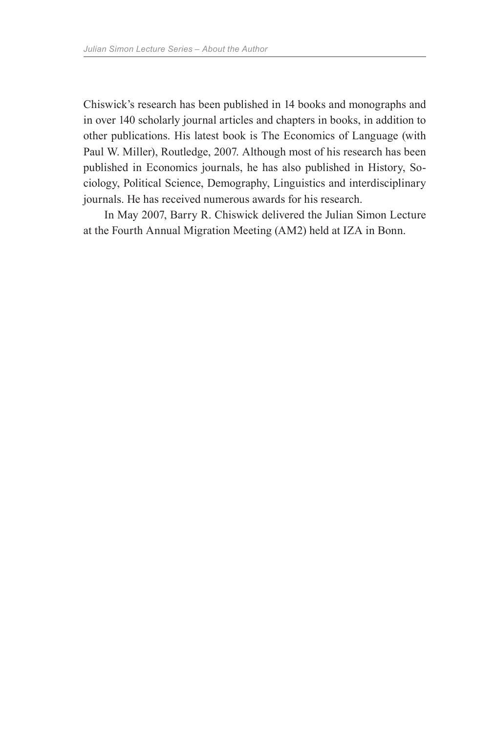Chiswick's research has been published in 14 books and monographs and in over 140 scholarly journal articles and chapters in books, in addition to other publications. His latest book is The Economics of Language (with Paul W. Miller), Routledge, 2007. Although most of his research has been published in Economics journals, he has also published in History, Sociology, Political Science, Demography, Linguistics and interdisciplinary journals. He has received numerous awards for his research.

In May 2007, Barry R. Chiswick delivered the Julian Simon Lecture at the Fourth Annual Migration Meeting (AM2) held at IZA in Bonn.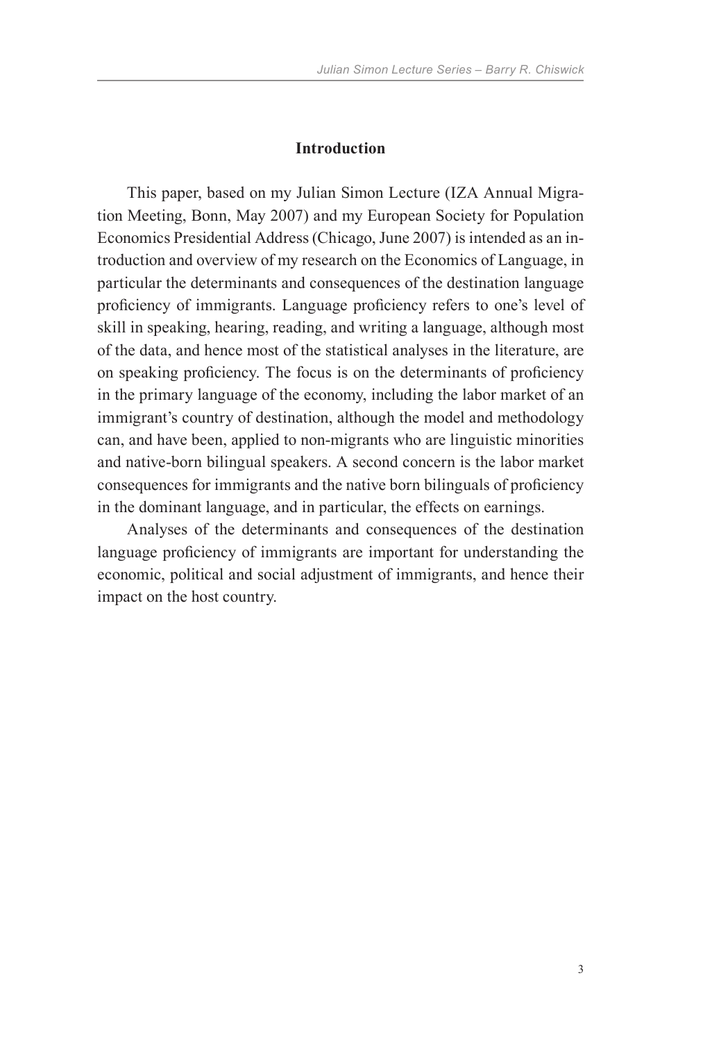## Introduction

This paper, based on my Julian Simon Lecture (IZA Annual Migration Meeting, Bonn, May 2007) and my European Society for Population Economics Presidential Address (Chicago, June 2007) is intended as an introduction and overview of my research on the Economics of Language, in particular the determinants and consequences of the destination language proficiency of immigrants. Language proficiency refers to one's level of skill in speaking, hearing, reading, and writing a language, although most of the data, and hence most of the statistical analyses in the literature, are on speaking proficiency. The focus is on the determinants of proficiency in the primary language of the economy, including the labor market of an immigrant's country of destination, although the model and methodology can, and have been, applied to non-migrants who are linguistic minorities and native-born bilingual speakers. A second concern is the labor market consequences for immigrants and the native born bilinguals of proficiency in the dominant language, and in particular, the effects on earnings.

Analyses of the determinants and consequences of the destination language proficiency of immigrants are important for understanding the economic, political and social adjustment of immigrants, and hence their impact on the host country.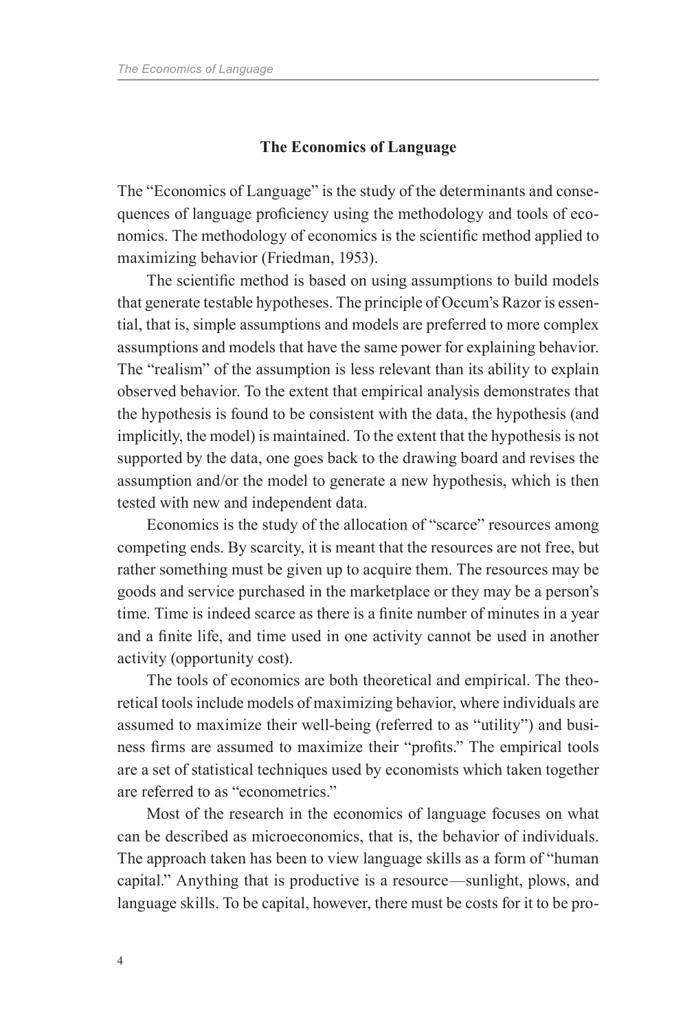## The Economics of Language

The "Economics of Language" is the study of the determinants and consequences of language proficiency using the methodology and tools of economics. The methodology of economics is the scientific method applied to maximizing behavior (Friedman, 1953).

The scientific method is based on using assumptions to build models that generate testable hypotheses. The principle of Occum's Razor is essential, that is, simple assumptions and models are preferred to more complex assumptions and models that have the same power for explaining behavior. The "realism" of the assumption is less relevant than its ability to explain observed behavior. To the extent that empirical analysis demonstrates that the hypothesis is found to be consistent with the data, the hypothesis (and implicitly, the model) is maintained. To the extent that the hypothesis is not supported by the data, one goes back to the drawing board and revises the assumption and/or the model to generate a new hypothesis, which is then tested with new and independent data.

Economics is the study of the allocation of "scarce" resources among competing ends. By scarcity, it is meant that the resources are not free, but rather something must be given up to acquire them. The resources may be goods and service purchased in the marketplace or they may be a person's time. Time is indeed scarce as there is a finite number of minutes in a year and a finite life, and time used in one activity cannot be used in another activity (opportunity cost).

The tools of economics are both theoretical and empirical. The theoretical tools include models of maximizing behavior, where individuals are assumed to maximize their well-being (referred to as "utility") and business firms are assumed to maximize their "profits." The empirical tools are a set of statistical techniques used by economists which taken together are referred to as "econometrics."

Most of the research in the economics of language focuses on what can be described as microeconomics, that is, the behavior of individuals. The approach taken has been to view language skills as a form of "human capital." Anything that is productive is a resource—sunlight, plows, and language skills. To be capital, however, there must be costs for it to be pro-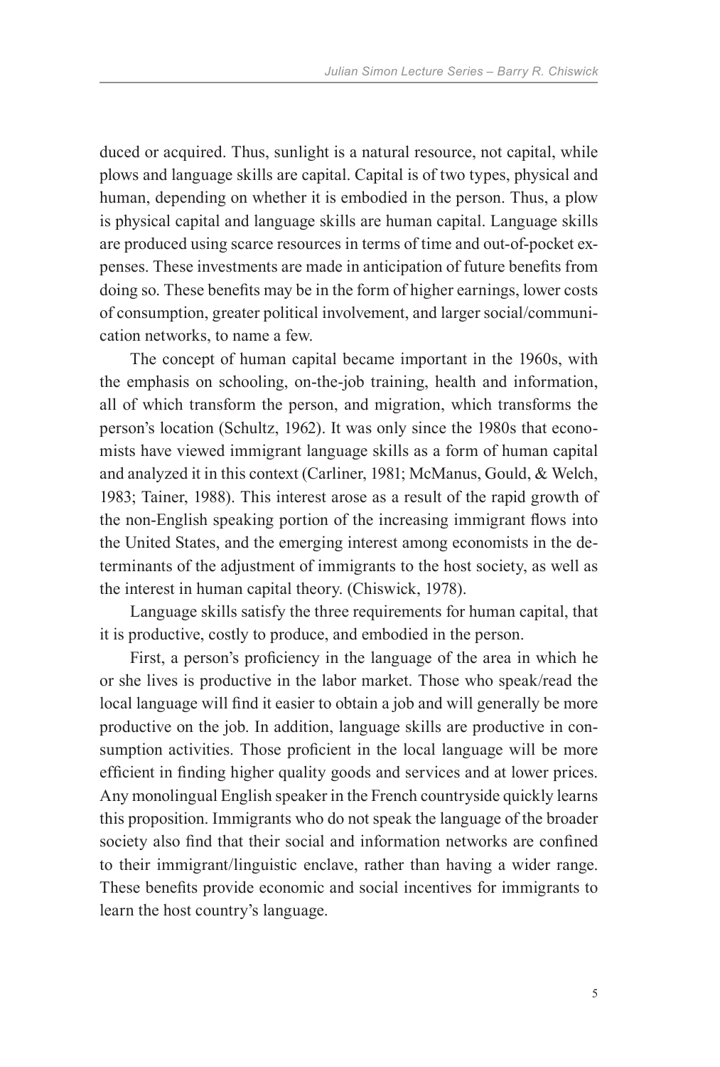duced or acquired. Thus, sunlight is a natural resource, not capital, while plows and language skills are capital. Capital is of two types, physical and human, depending on whether it is embodied in the person. Thus, a plow is physical capital and language skills are human capital. Language skills are produced using scarce resources in terms of time and out-of-pocket expenses. These investments are made in anticipation of future benefits from doing so. These benefits may be in the form of higher earnings, lower costs of consumption, greater political involvement, and larger social/communication networks, to name a few.

The concept of human capital became important in the 1960s, with the emphasis on schooling, on-the-job training, health and information, all of which transform the person, and migration, which transforms the person's location (Schultz, 1962). It was only since the 1980s that economists have viewed immigrant language skills as a form of human capital and analyzed it in this context (Carliner, 1981; McManus, Gould, & Welch, 1983; Tainer, 1988). This interest arose as a result of the rapid growth of the non-English speaking portion of the increasing immigrant flows into the United States, and the emerging interest among economists in the determinants of the adjustment of immigrants to the host society, as well as the interest in human capital theory. (Chiswick, 1978).

Language skills satisfy the three requirements for human capital, that it is productive, costly to produce, and embodied in the person.

First, a person's proficiency in the language of the area in which he or she lives is productive in the labor market. Those who speak/read the local language will find it easier to obtain a job and will generally be more productive on the job. In addition, language skills are productive in consumption activities. Those proficient in the local language will be more efficient in finding higher quality goods and services and at lower prices. Any monolingual English speaker in the French countryside quickly learns this proposition. Immigrants who do not speak the language of the broader society also find that their social and information networks are confined to their immigrant/linguistic enclave, rather than having a wider range. These benefits provide economic and social incentives for immigrants to learn the host country's language.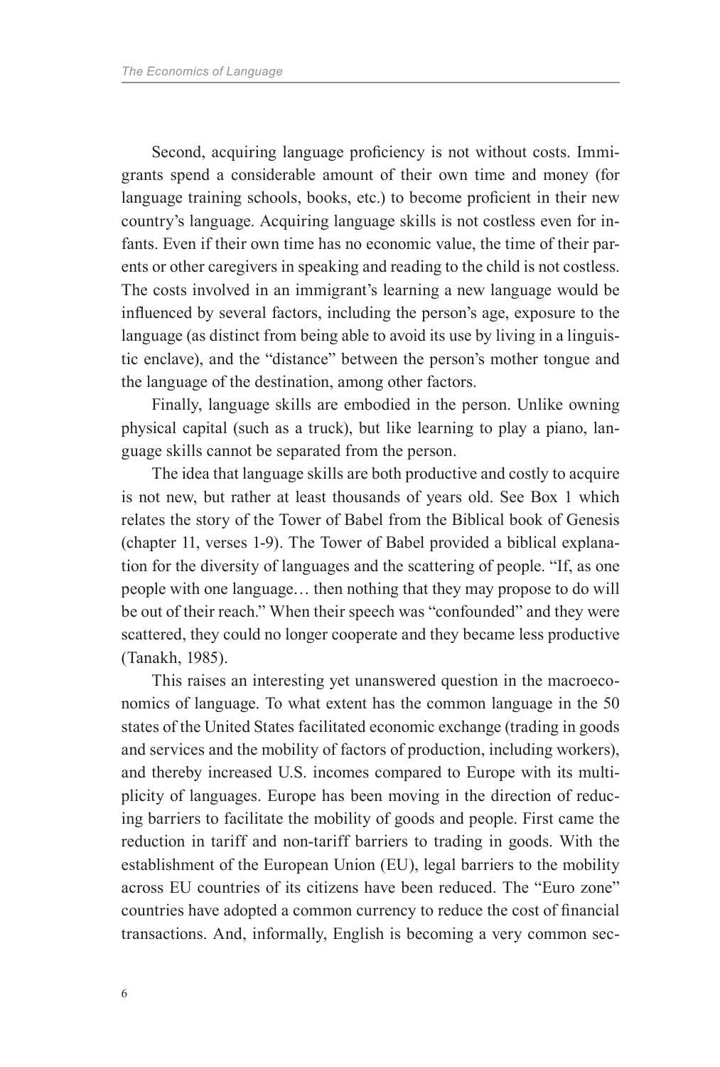Second, acquiring language proficiency is not without costs. Immigrants spend a considerable amount of their own time and money (for language training schools, books, etc.) to become proficient in their new country's language. Acquiring language skills is not costless even for infants. Even if their own time has no economic value, the time of their parents or other caregivers in speaking and reading to the child is not costless. The costs involved in an immigrant's learning a new language would be influenced by several factors, including the person's age, exposure to the language (as distinct from being able to avoid its use by living in a linguistic enclave), and the "distance" between the person's mother tongue and the language of the destination, among other factors.

Finally, language skills are embodied in the person. Unlike owning physical capital (such as a truck), but like learning to play a piano, language skills cannot be separated from the person.

The idea that language skills are both productive and costly to acquire is not new, but rather at least thousands of years old. See Box 1 which relates the story of the Tower of Babel from the Biblical book of Genesis (chapter 11, verses 1-9). The Tower of Babel provided a biblical explanation for the diversity of languages and the scattering of people. "If, as one people with one language… then nothing that they may propose to do will be out of their reach." When their speech was "confounded" and they were scattered, they could no longer cooperate and they became less productive (Tanakh, 1985).

This raises an interesting yet unanswered question in the macroeconomics of language. To what extent has the common language in the 50 states of the United States facilitated economic exchange (trading in goods and services and the mobility of factors of production, including workers), and thereby increased U.S. incomes compared to Europe with its multiplicity of languages. Europe has been moving in the direction of reducing barriers to facilitate the mobility of goods and people. First came the reduction in tariff and non-tariff barriers to trading in goods. With the establishment of the European Union (EU), legal barriers to the mobility across EU countries of its citizens have been reduced. The "Euro zone" countries have adopted a common currency to reduce the cost of financial transactions. And, informally, English is becoming a very common sec-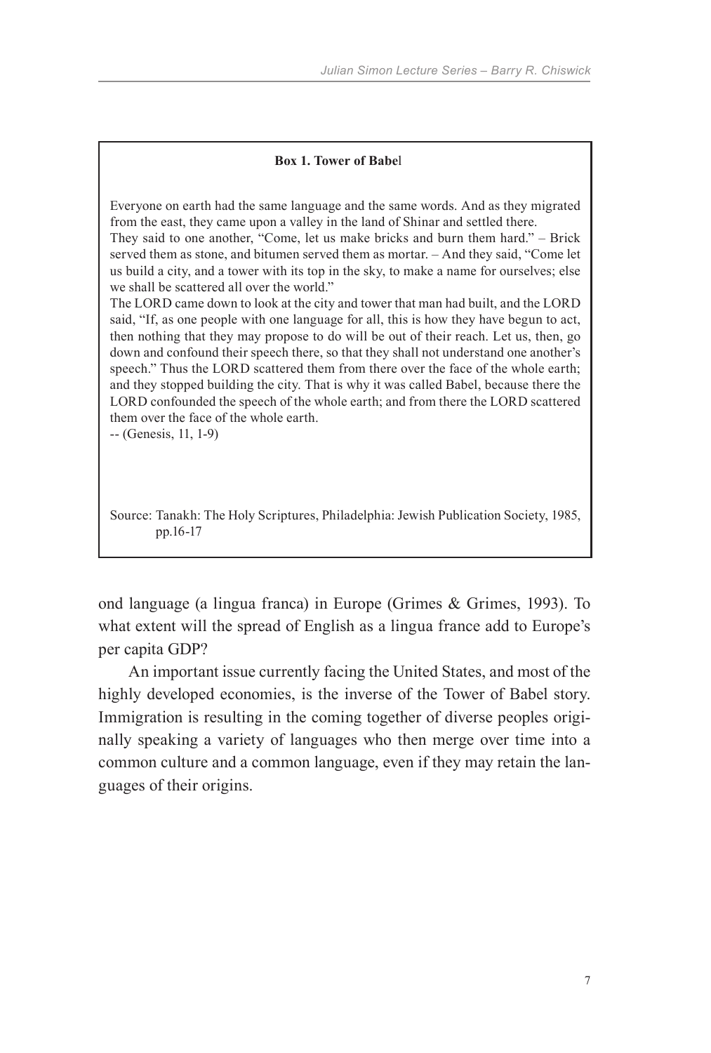**Box 1. Tower of Babel**

Everyone on earth had the same language and the same words. And as they migrated from the east, they came upon a valley in the land of Shinar and settled there.
They said to one another, "Come, let us make bricks and burn them hard." – Brick served them as stone, and bitumen served them as mortar. – And they said, "Come let us build a city, and a tower with its top in the sky, to make a name for ourselves; else we shall be scattered all over the world."
The LORD came down to look at the city and tower that man had built, and the LORD said, "If, as one people with one language for all, this is how they have begun to act, then nothing that they may propose to do will be out of their reach. Let us, then, go down and confound their speech there, so that they shall not understand one another's speech." Thus the LORD scattered them from there over the face of the whole earth; and they stopped building the city. That is why it was called Babel, because there the LORD confounded the speech of the whole earth; and from there the LORD scattered them over the face of the whole earth.
-- (Genesis, 11, 1-9)

Source: Tanakh: The Holy Scriptures, Philadelphia: Jewish Publication Society, 1985, pp.16-17

ond language (a lingua franca) in Europe (Grimes & Grimes, 1993). To what extent will the spread of English as a lingua france add to Europe's per capita GDP?

An important issue currently facing the United States, and most of the highly developed economies, is the inverse of the Tower of Babel story. Immigration is resulting in the coming together of diverse peoples originally speaking a variety of languages who then merge over time into a common culture and a common language, even if they may retain the languages of their origins.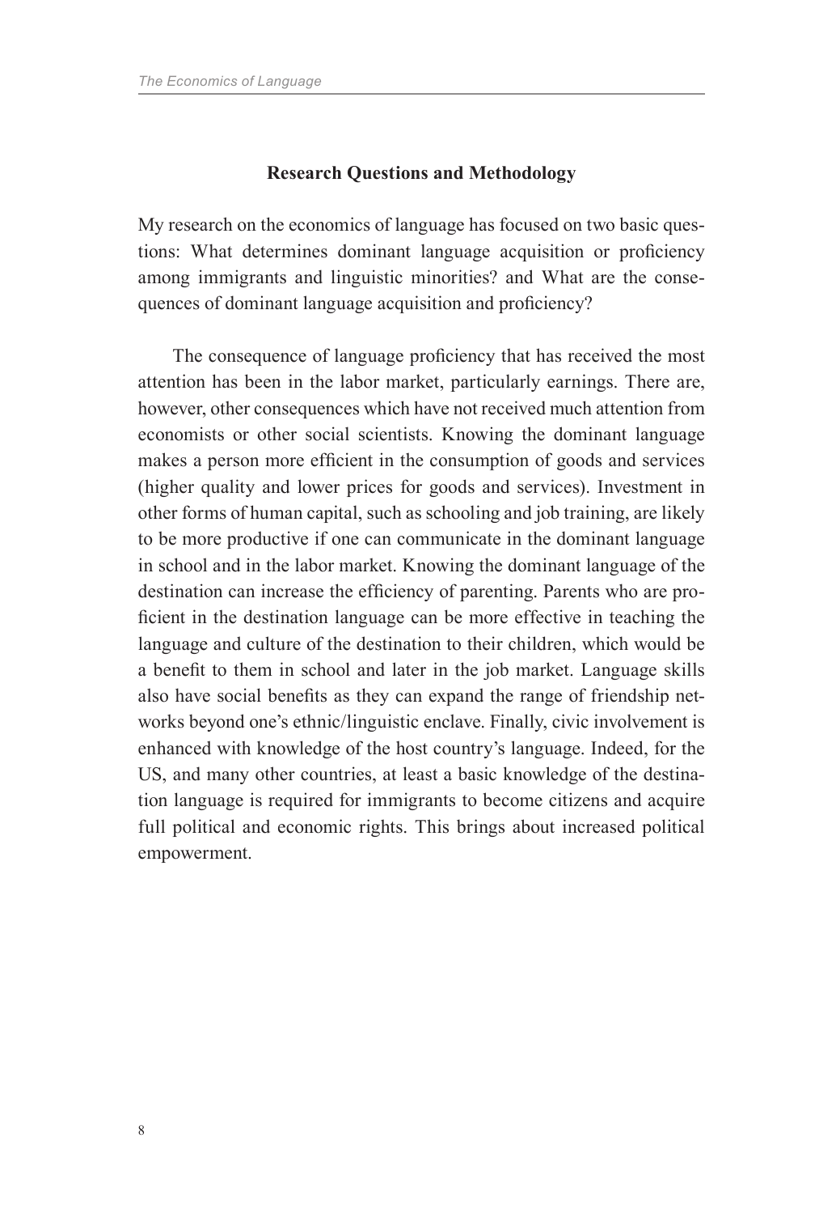## Research Questions and Methodology

My research on the economics of language has focused on two basic questions: What determines dominant language acquisition or proficiency among immigrants and linguistic minorities? and What are the consequences of dominant language acquisition and proficiency?

The consequence of language proficiency that has received the most attention has been in the labor market, particularly earnings. There are, however, other consequences which have not received much attention from economists or other social scientists. Knowing the dominant language makes a person more efficient in the consumption of goods and services (higher quality and lower prices for goods and services). Investment in other forms of human capital, such as schooling and job training, are likely to be more productive if one can communicate in the dominant language in school and in the labor market. Knowing the dominant language of the destination can increase the efficiency of parenting. Parents who are proficient in the destination language can be more effective in teaching the language and culture of the destination to their children, which would be a benefit to them in school and later in the job market. Language skills also have social benefits as they can expand the range of friendship networks beyond one's ethnic/linguistic enclave. Finally, civic involvement is enhanced with knowledge of the host country's language. Indeed, for the US, and many other countries, at least a basic knowledge of the destination language is required for immigrants to become citizens and acquire full political and economic rights. This brings about increased political empowerment.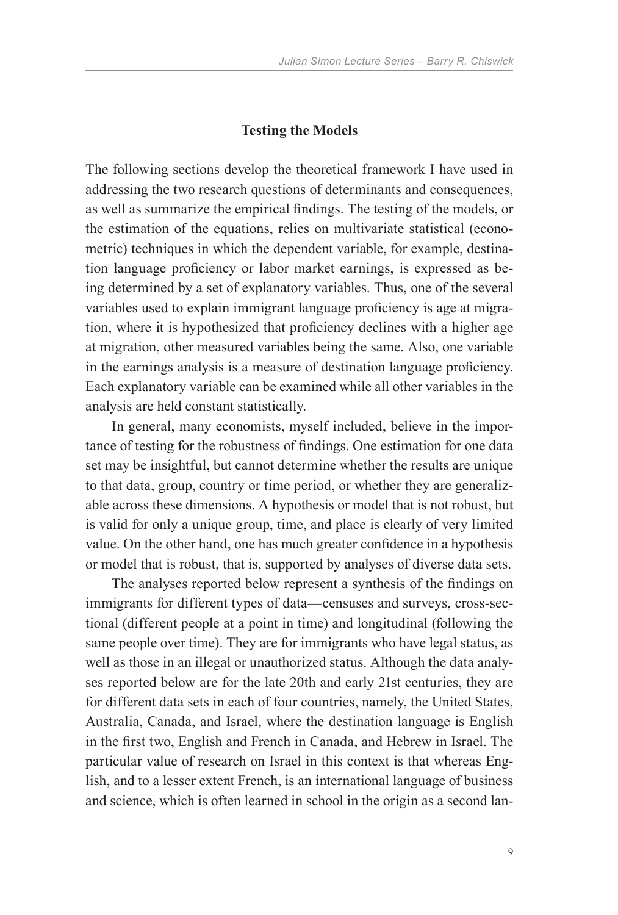## Testing the Models

The following sections develop the theoretical framework I have used in addressing the two research questions of determinants and consequences, as well as summarize the empirical findings. The testing of the models, or the estimation of the equations, relies on multivariate statistical (econometric) techniques in which the dependent variable, for example, destination language proficiency or labor market earnings, is expressed as being determined by a set of explanatory variables. Thus, one of the several variables used to explain immigrant language proficiency is age at migration, where it is hypothesized that proficiency declines with a higher age at migration, other measured variables being the same. Also, one variable in the earnings analysis is a measure of destination language proficiency. Each explanatory variable can be examined while all other variables in the analysis are held constant statistically.

In general, many economists, myself included, believe in the importance of testing for the robustness of findings. One estimation for one data set may be insightful, but cannot determine whether the results are unique to that data, group, country or time period, or whether they are generalizable across these dimensions. A hypothesis or model that is not robust, but is valid for only a unique group, time, and place is clearly of very limited value. On the other hand, one has much greater confidence in a hypothesis or model that is robust, that is, supported by analyses of diverse data sets.

The analyses reported below represent a synthesis of the findings on immigrants for different types of data—censuses and surveys, cross-sectional (different people at a point in time) and longitudinal (following the same people over time). They are for immigrants who have legal status, as well as those in an illegal or unauthorized status. Although the data analyses reported below are for the late 20th and early 21st centuries, they are for different data sets in each of four countries, namely, the United States, Australia, Canada, and Israel, where the destination language is English in the first two, English and French in Canada, and Hebrew in Israel. The particular value of research on Israel in this context is that whereas English, and to a lesser extent French, is an international language of business and science, which is often learned in school in the origin as a second lan-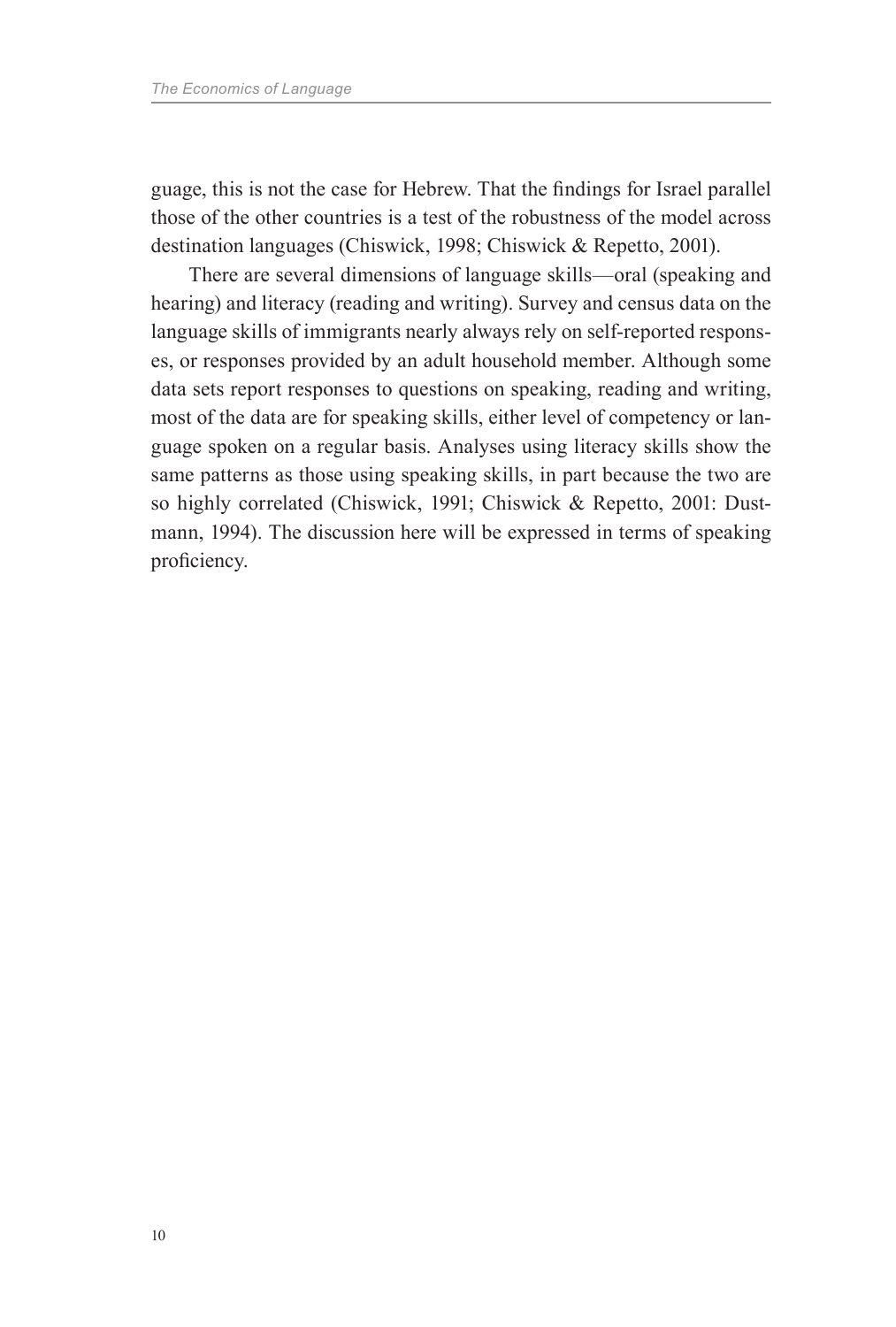guage, this is not the case for Hebrew. That the findings for Israel parallel those of the other countries is a test of the robustness of the model across destination languages (Chiswick, 1998; Chiswick & Repetto, 2001).

There are several dimensions of language skills—oral (speaking and hearing) and literacy (reading and writing). Survey and census data on the language skills of immigrants nearly always rely on self-reported responses, or responses provided by an adult household member. Although some data sets report responses to questions on speaking, reading and writing, most of the data are for speaking skills, either level of competency or language spoken on a regular basis. Analyses using literacy skills show the same patterns as those using speaking skills, in part because the two are so highly correlated (Chiswick, 1991; Chiswick & Repetto, 2001: Dustmann, 1994). The discussion here will be expressed in terms of speaking proficiency.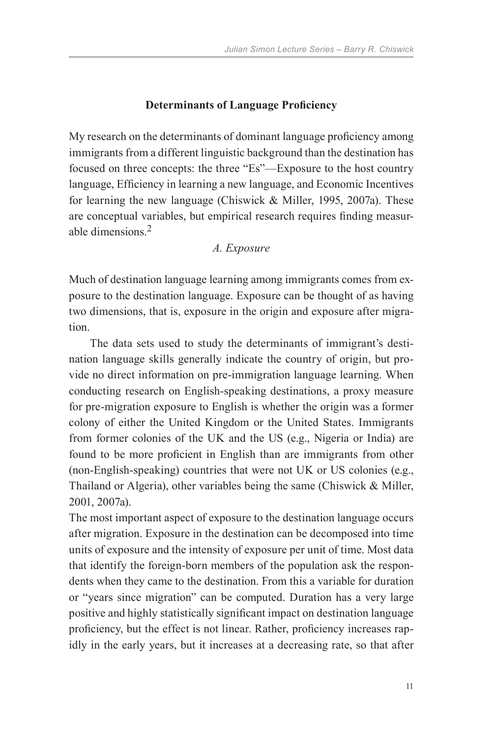## Determinants of Language Proficiency

My research on the determinants of dominant language proficiency among immigrants from a different linguistic background than the destination has focused on three concepts: the three "Es"—Exposure to the host country language, Efficiency in learning a new language, and Economic Incentives for learning the new language (Chiswick & Miller, 1995, 2007a). These are conceptual variables, but empirical research requires finding measurable dimensions.[2]

### *A. Exposure*

Much of destination language learning among immigrants comes from exposure to the destination language. Exposure can be thought of as having two dimensions, that is, exposure in the origin and exposure after migration.

The data sets used to study the determinants of immigrant's destination language skills generally indicate the country of origin, but provide no direct information on pre-immigration language learning. When conducting research on English-speaking destinations, a proxy measure for pre-migration exposure to English is whether the origin was a former colony of either the United Kingdom or the United States. Immigrants from former colonies of the UK and the US (e.g., Nigeria or India) are found to be more proficient in English than are immigrants from other (non-English-speaking) countries that were not UK or US colonies (e.g., Thailand or Algeria), other variables being the same (Chiswick & Miller, 2001, 2007a).

The most important aspect of exposure to the destination language occurs after migration. Exposure in the destination can be decomposed into time units of exposure and the intensity of exposure per unit of time. Most data that identify the foreign-born members of the population ask the respondents when they came to the destination. From this a variable for duration or "years since migration" can be computed. Duration has a very large positive and highly statistically significant impact on destination language proficiency, but the effect is not linear. Rather, proficiency increases rapidly in the early years, but it increases at a decreasing rate, so that after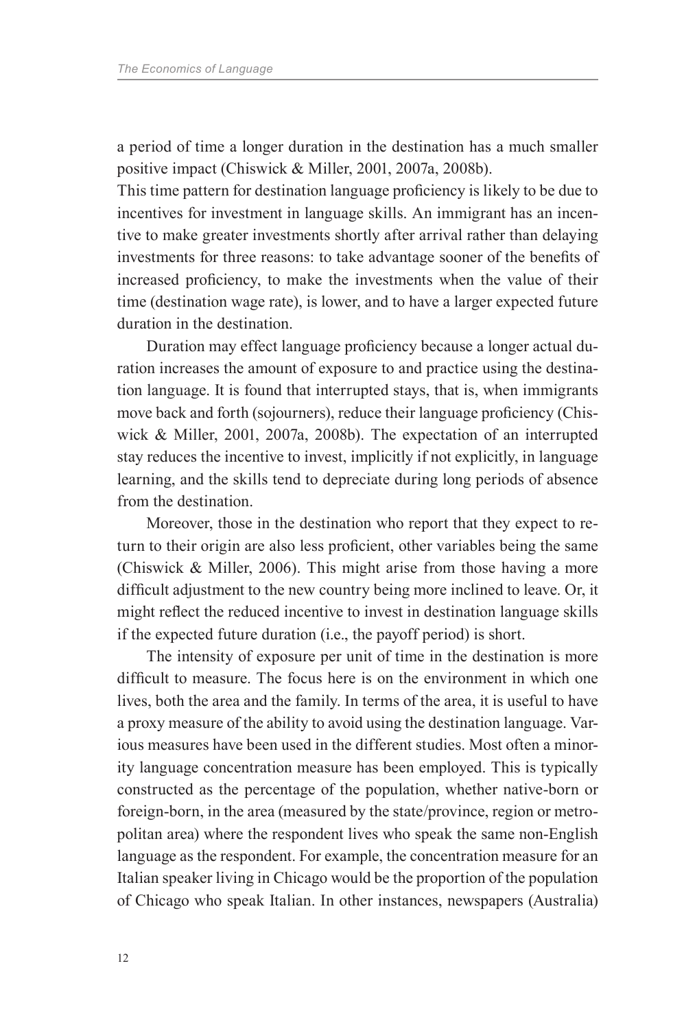a period of time a longer duration in the destination has a much smaller positive impact (Chiswick & Miller, 2001, 2007a, 2008b).

This time pattern for destination language proficiency is likely to be due to incentives for investment in language skills. An immigrant has an incentive to make greater investments shortly after arrival rather than delaying investments for three reasons: to take advantage sooner of the benefits of increased proficiency, to make the investments when the value of their time (destination wage rate), is lower, and to have a larger expected future duration in the destination.

Duration may effect language proficiency because a longer actual duration increases the amount of exposure to and practice using the destination language. It is found that interrupted stays, that is, when immigrants move back and forth (sojourners), reduce their language proficiency (Chiswick & Miller, 2001, 2007a, 2008b). The expectation of an interrupted stay reduces the incentive to invest, implicitly if not explicitly, in language learning, and the skills tend to depreciate during long periods of absence from the destination.

Moreover, those in the destination who report that they expect to return to their origin are also less proficient, other variables being the same (Chiswick & Miller, 2006). This might arise from those having a more difficult adjustment to the new country being more inclined to leave. Or, it might reflect the reduced incentive to invest in destination language skills if the expected future duration (i.e., the payoff period) is short.

The intensity of exposure per unit of time in the destination is more difficult to measure. The focus here is on the environment in which one lives, both the area and the family. In terms of the area, it is useful to have a proxy measure of the ability to avoid using the destination language. Various measures have been used in the different studies. Most often a minority language concentration measure has been employed. This is typically constructed as the percentage of the population, whether native-born or foreign-born, in the area (measured by the state/province, region or metropolitan area) where the respondent lives who speak the same non-English language as the respondent. For example, the concentration measure for an Italian speaker living in Chicago would be the proportion of the population of Chicago who speak Italian. In other instances, newspapers (Australia)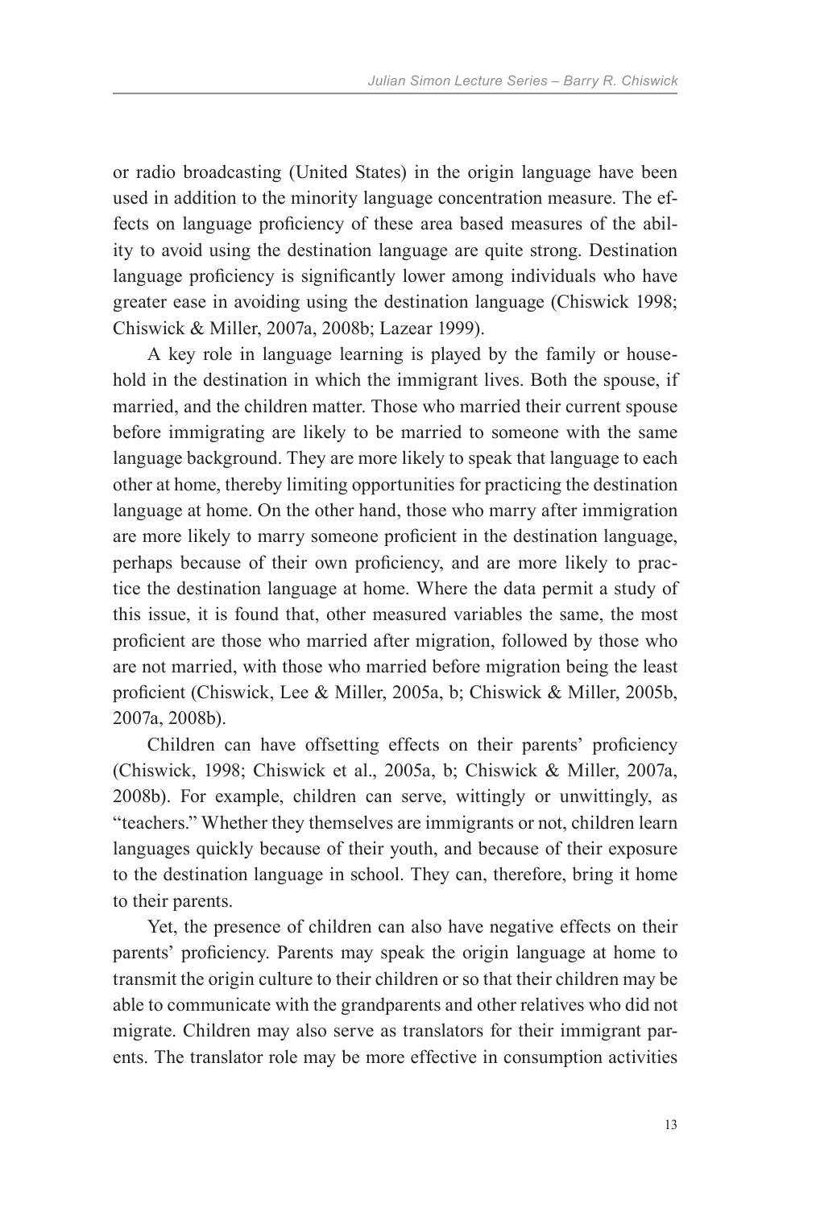or radio broadcasting (United States) in the origin language have been used in addition to the minority language concentration measure. The effects on language proficiency of these area based measures of the ability to avoid using the destination language are quite strong. Destination language proficiency is significantly lower among individuals who have greater ease in avoiding using the destination language (Chiswick 1998; Chiswick & Miller, 2007a, 2008b; Lazear 1999).

A key role in language learning is played by the family or household in the destination in which the immigrant lives. Both the spouse, if married, and the children matter. Those who married their current spouse before immigrating are likely to be married to someone with the same language background. They are more likely to speak that language to each other at home, thereby limiting opportunities for practicing the destination language at home. On the other hand, those who marry after immigration are more likely to marry someone proficient in the destination language, perhaps because of their own proficiency, and are more likely to practice the destination language at home. Where the data permit a study of this issue, it is found that, other measured variables the same, the most proficient are those who married after migration, followed by those who are not married, with those who married before migration being the least proficient (Chiswick, Lee & Miller, 2005a, b; Chiswick & Miller, 2005b, 2007a, 2008b).

Children can have offsetting effects on their parents' proficiency (Chiswick, 1998; Chiswick et al., 2005a, b; Chiswick & Miller, 2007a, 2008b). For example, children can serve, wittingly or unwittingly, as "teachers." Whether they themselves are immigrants or not, children learn languages quickly because of their youth, and because of their exposure to the destination language in school. They can, therefore, bring it home to their parents.

Yet, the presence of children can also have negative effects on their parents' proficiency. Parents may speak the origin language at home to transmit the origin culture to their children or so that their children may be able to communicate with the grandparents and other relatives who did not migrate. Children may also serve as translators for their immigrant parents. The translator role may be more effective in consumption activities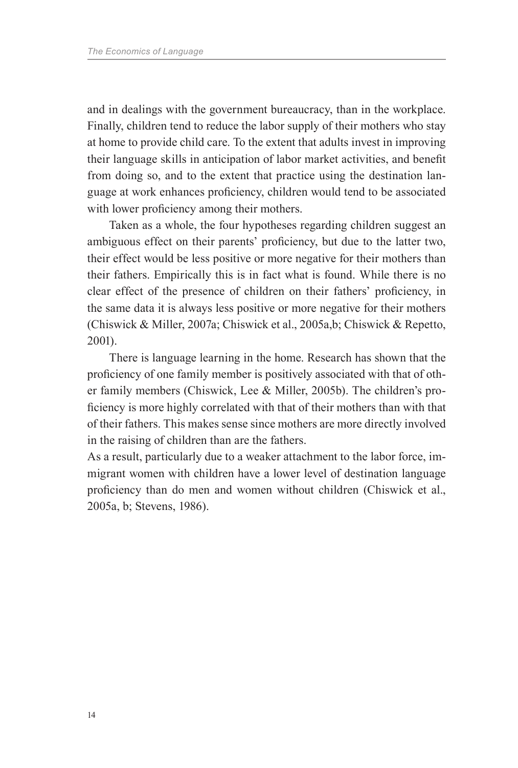and in dealings with the government bureaucracy, than in the workplace. Finally, children tend to reduce the labor supply of their mothers who stay at home to provide child care. To the extent that adults invest in improving their language skills in anticipation of labor market activities, and benefit from doing so, and to the extent that practice using the destination language at work enhances proficiency, children would tend to be associated with lower proficiency among their mothers.

Taken as a whole, the four hypotheses regarding children suggest an ambiguous effect on their parents' proficiency, but due to the latter two, their effect would be less positive or more negative for their mothers than their fathers. Empirically this is in fact what is found. While there is no clear effect of the presence of children on their fathers' proficiency, in the same data it is always less positive or more negative for their mothers (Chiswick & Miller, 2007a; Chiswick et al., 2005a,b; Chiswick & Repetto, 2001).

There is language learning in the home. Research has shown that the proficiency of one family member is positively associated with that of other family members (Chiswick, Lee & Miller, 2005b). The children's proficiency is more highly correlated with that of their mothers than with that of their fathers. This makes sense since mothers are more directly involved in the raising of children than are the fathers.

As a result, particularly due to a weaker attachment to the labor force, immigrant women with children have a lower level of destination language proficiency than do men and women without children (Chiswick et al., 2005a, b; Stevens, 1986).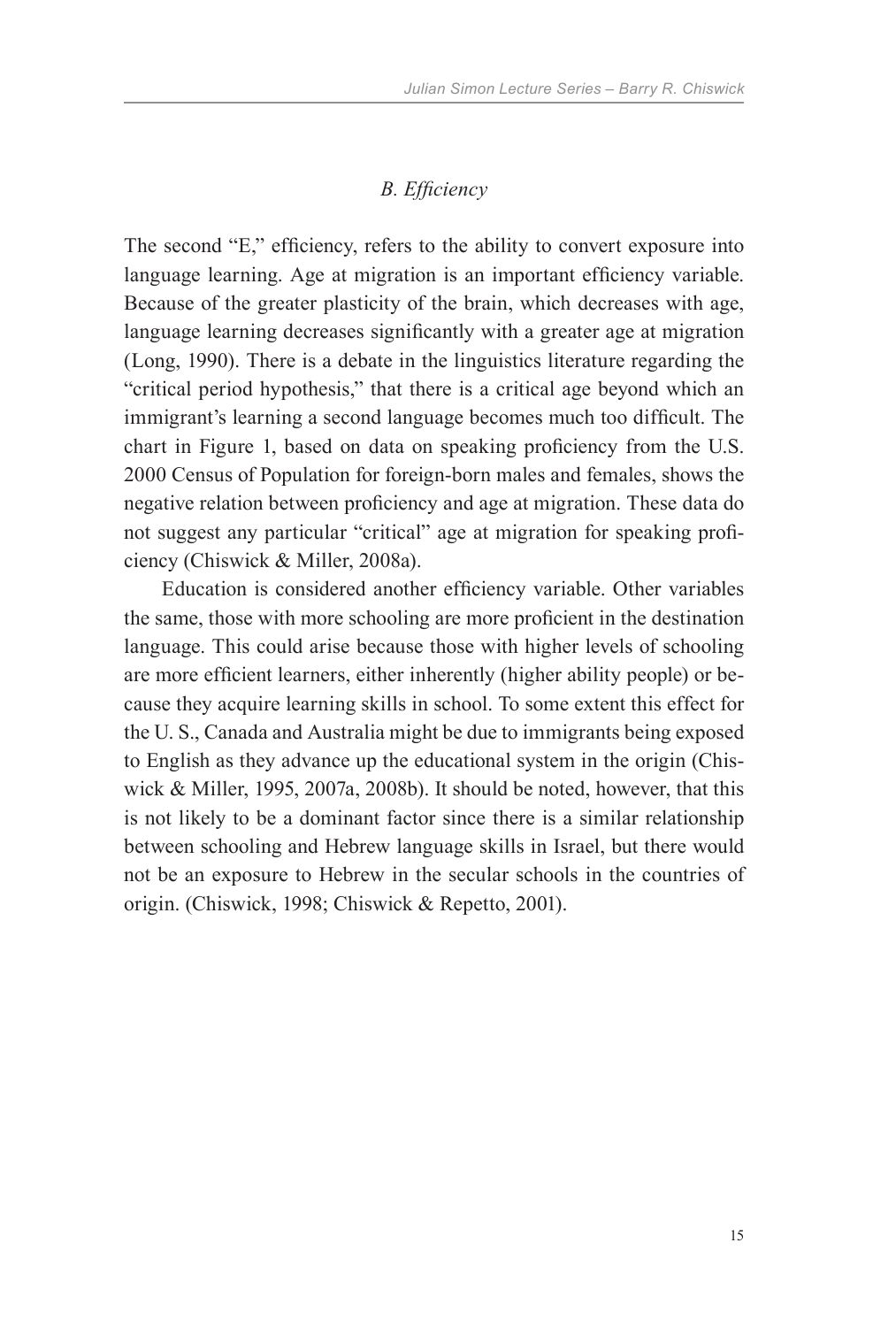### *B. Efficiency*

The second "E," efficiency, refers to the ability to convert exposure into language learning. Age at migration is an important efficiency variable. Because of the greater plasticity of the brain, which decreases with age, language learning decreases significantly with a greater age at migration (Long, 1990). There is a debate in the linguistics literature regarding the "critical period hypothesis," that there is a critical age beyond which an immigrant's learning a second language becomes much too difficult. The chart in Figure 1, based on data on speaking proficiency from the U.S. 2000 Census of Population for foreign-born males and females, shows the negative relation between proficiency and age at migration. These data do not suggest any particular "critical" age at migration for speaking proficiency (Chiswick & Miller, 2008a).

Education is considered another efficiency variable. Other variables the same, those with more schooling are more proficient in the destination language. This could arise because those with higher levels of schooling are more efficient learners, either inherently (higher ability people) or because they acquire learning skills in school. To some extent this effect for the U. S., Canada and Australia might be due to immigrants being exposed to English as they advance up the educational system in the origin (Chiswick & Miller, 1995, 2007a, 2008b). It should be noted, however, that this is not likely to be a dominant factor since there is a similar relationship between schooling and Hebrew language skills in Israel, but there would not be an exposure to Hebrew in the secular schools in the countries of origin. (Chiswick, 1998; Chiswick & Repetto, 2001).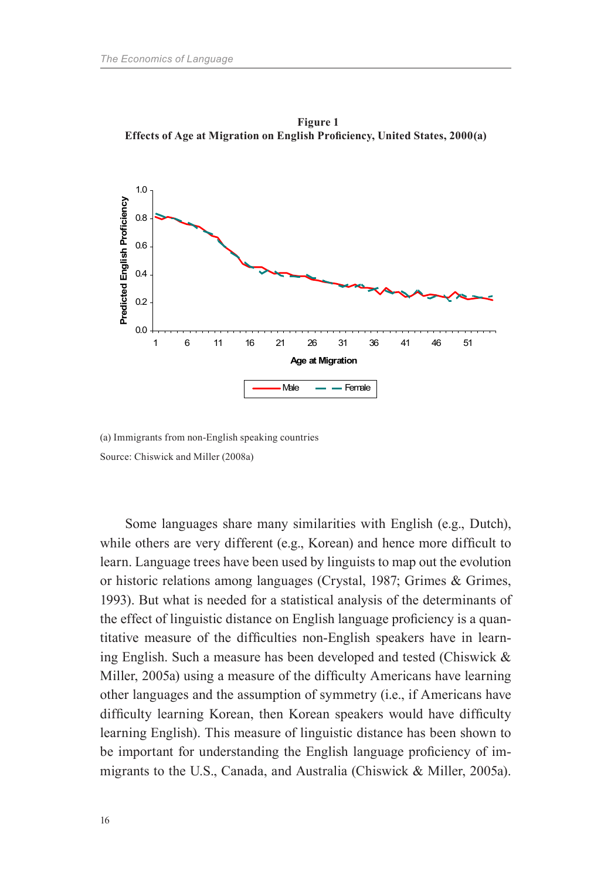**Figure 1**
**Effects of Age at Migration on English Proficiency, United States, 2000(a)**

(a) Immigrants from non-English speaking countries

Source: Chiswick and Miller (2008a)

Some languages share many similarities with English (e.g., Dutch), while others are very different (e.g., Korean) and hence more difficult to learn. Language trees have been used by linguists to map out the evolution or historic relations among languages (Crystal, 1987; Grimes & Grimes, 1993). But what is needed for a statistical analysis of the determinants of the effect of linguistic distance on English language proficiency is a quantitative measure of the difficulties non-English speakers have in learning English. Such a measure has been developed and tested (Chiswick & Miller, 2005a) using a measure of the difficulty Americans have learning other languages and the assumption of symmetry (i.e., if Americans have difficulty learning Korean, then Korean speakers would have difficulty learning English). This measure of linguistic distance has been shown to be important for understanding the English language proficiency of immigrants to the U.S., Canada, and Australia (Chiswick & Miller, 2005a).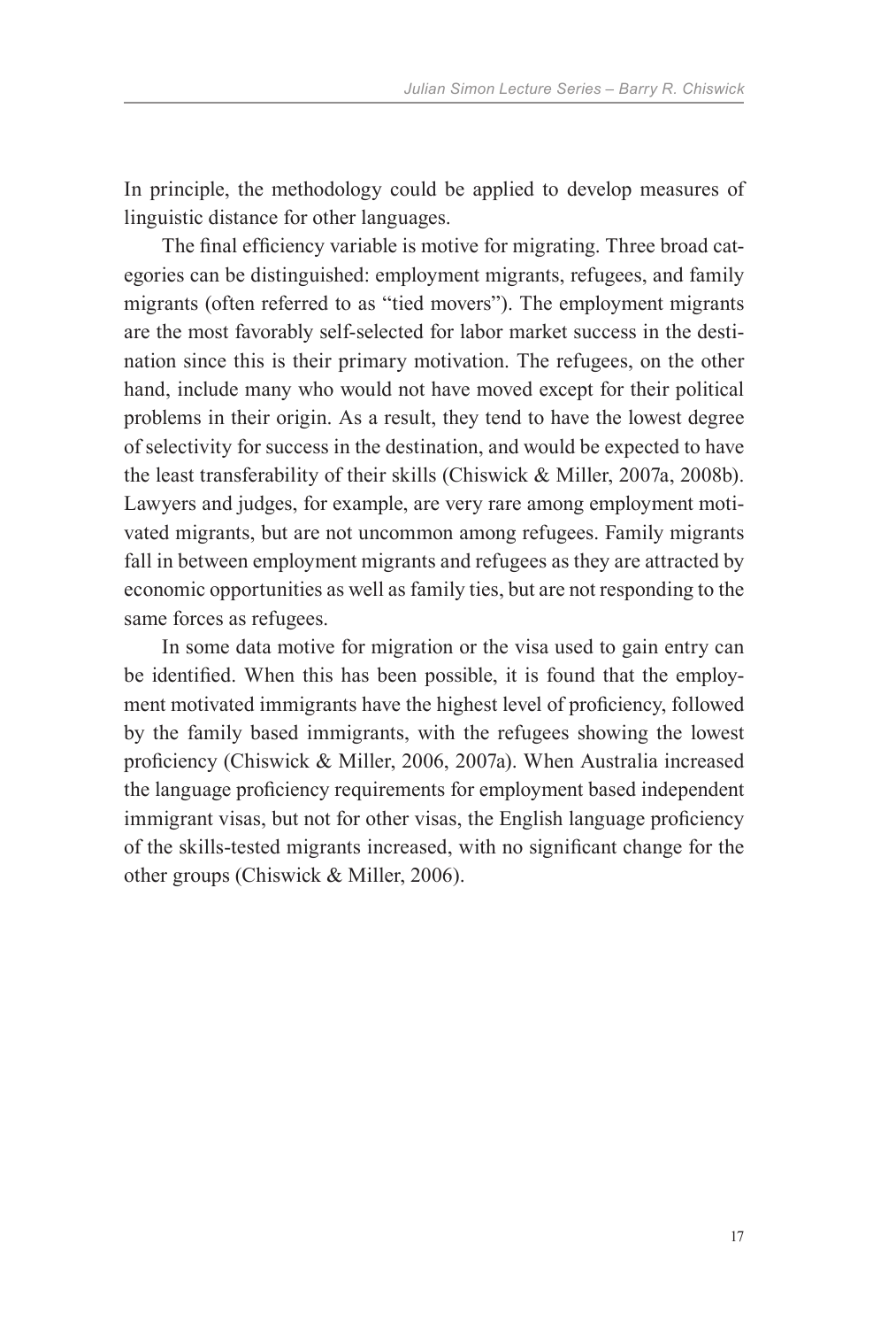In principle, the methodology could be applied to develop measures of linguistic distance for other languages.

The final efficiency variable is motive for migrating. Three broad categories can be distinguished: employment migrants, refugees, and family migrants (often referred to as "tied movers"). The employment migrants are the most favorably self-selected for labor market success in the destination since this is their primary motivation. The refugees, on the other hand, include many who would not have moved except for their political problems in their origin. As a result, they tend to have the lowest degree of selectivity for success in the destination, and would be expected to have the least transferability of their skills (Chiswick & Miller, 2007a, 2008b). Lawyers and judges, for example, are very rare among employment motivated migrants, but are not uncommon among refugees. Family migrants fall in between employment migrants and refugees as they are attracted by economic opportunities as well as family ties, but are not responding to the same forces as refugees.

In some data motive for migration or the visa used to gain entry can be identified. When this has been possible, it is found that the employment motivated immigrants have the highest level of proficiency, followed by the family based immigrants, with the refugees showing the lowest proficiency (Chiswick & Miller, 2006, 2007a). When Australia increased the language proficiency requirements for employment based independent immigrant visas, but not for other visas, the English language proficiency of the skills-tested migrants increased, with no significant change for the other groups (Chiswick & Miller, 2006).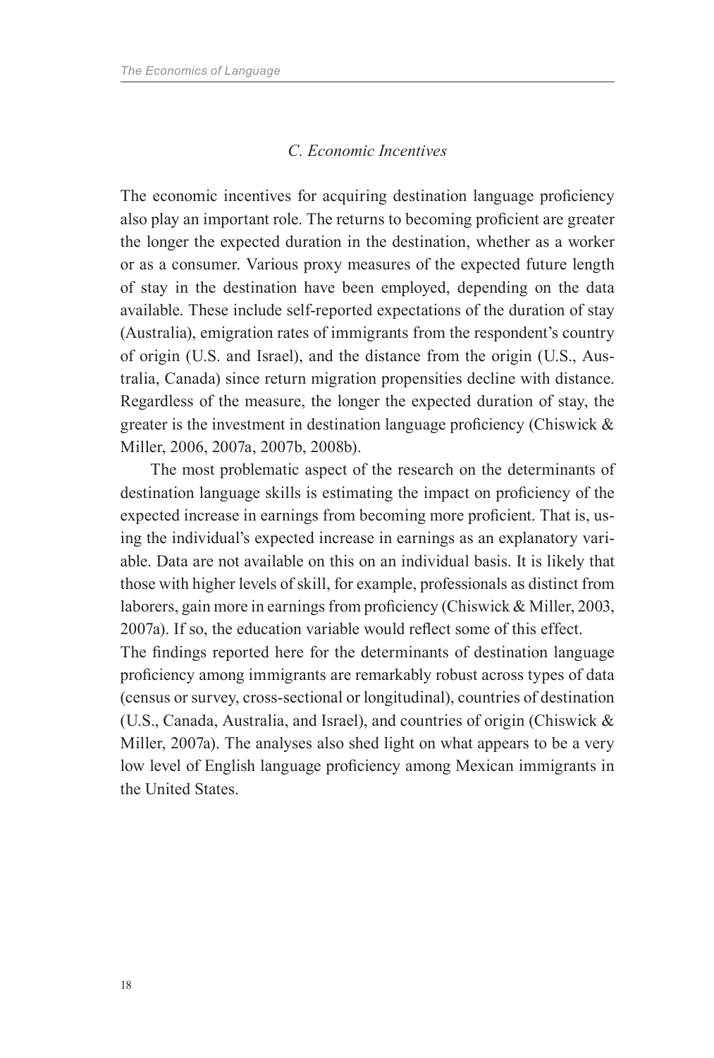### *C. Economic Incentives*

The economic incentives for acquiring destination language proficiency also play an important role. The returns to becoming proficient are greater the longer the expected duration in the destination, whether as a worker or as a consumer. Various proxy measures of the expected future length of stay in the destination have been employed, depending on the data available. These include self-reported expectations of the duration of stay (Australia), emigration rates of immigrants from the respondent's country of origin (U.S. and Israel), and the distance from the origin (U.S., Australia, Canada) since return migration propensities decline with distance. Regardless of the measure, the longer the expected duration of stay, the greater is the investment in destination language proficiency (Chiswick & Miller, 2006, 2007a, 2007b, 2008b).

The most problematic aspect of the research on the determinants of destination language skills is estimating the impact on proficiency of the expected increase in earnings from becoming more proficient. That is, using the individual's expected increase in earnings as an explanatory variable. Data are not available on this on an individual basis. It is likely that those with higher levels of skill, for example, professionals as distinct from laborers, gain more in earnings from proficiency (Chiswick & Miller, 2003, 2007a). If so, the education variable would reflect some of this effect.

The findings reported here for the determinants of destination language proficiency among immigrants are remarkably robust across types of data (census or survey, cross-sectional or longitudinal), countries of destination (U.S., Canada, Australia, and Israel), and countries of origin (Chiswick & Miller, 2007a). The analyses also shed light on what appears to be a very low level of English language proficiency among Mexican immigrants in the United States.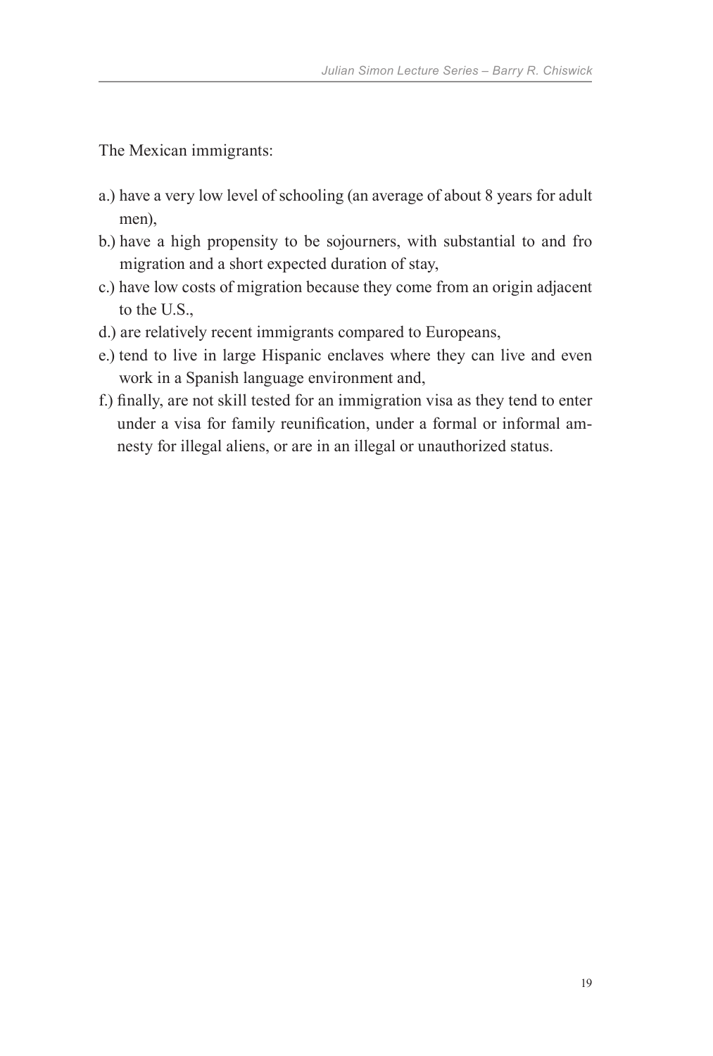The Mexican immigrants:

a.) have a very low level of schooling (an average of about 8 years for adult men),

b.) have a high propensity to be sojourners, with substantial to and fro migration and a short expected duration of stay,

c.) have low costs of migration because they come from an origin adjacent to the U.S.,

d.) are relatively recent immigrants compared to Europeans,

e.) tend to live in large Hispanic enclaves where they can live and even work in a Spanish language environment and,

f.) finally, are not skill tested for an immigration visa as they tend to enter under a visa for family reunification, under a formal or informal amnesty for illegal aliens, or are in an illegal or unauthorized status.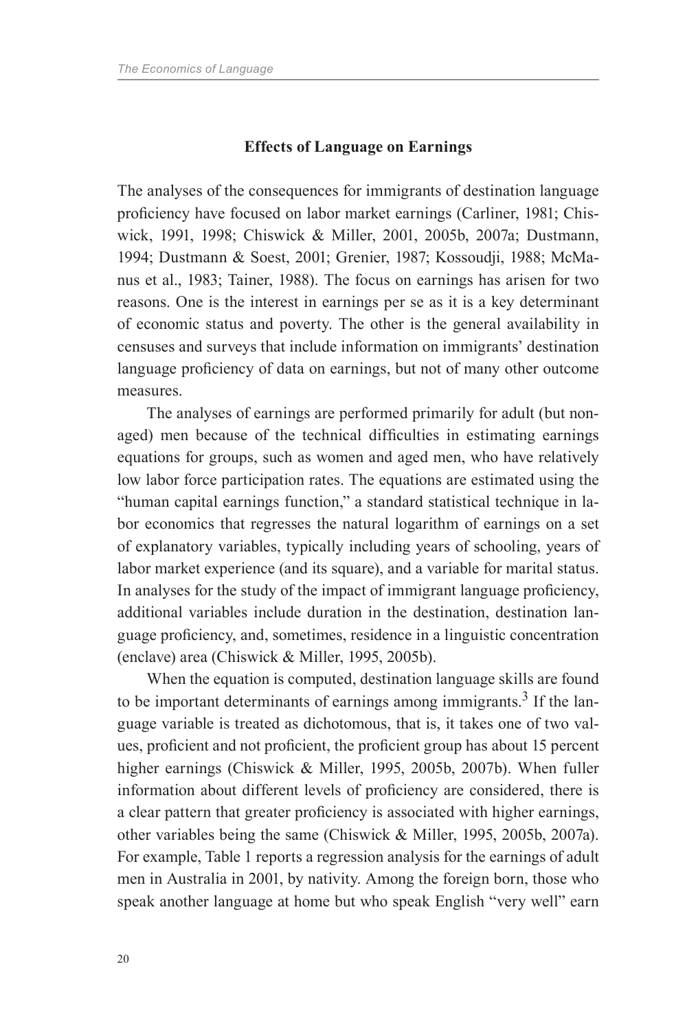## Effects of Language on Earnings

The analyses of the consequences for immigrants of destination language proficiency have focused on labor market earnings (Carliner, 1981; Chiswick, 1991, 1998; Chiswick & Miller, 2001, 2005b, 2007a; Dustmann, 1994; Dustmann & Soest, 2001; Grenier, 1987; Kossoudji, 1988; McManus et al., 1983; Tainer, 1988). The focus on earnings has arisen for two reasons. One is the interest in earnings per se as it is a key determinant of economic status and poverty. The other is the general availability in censuses and surveys that include information on immigrants' destination language proficiency of data on earnings, but not of many other outcome measures.

The analyses of earnings are performed primarily for adult (but non-aged) men because of the technical difficulties in estimating earnings equations for groups, such as women and aged men, who have relatively low labor force participation rates. The equations are estimated using the "human capital earnings function," a standard statistical technique in labor economics that regresses the natural logarithm of earnings on a set of explanatory variables, typically including years of schooling, years of labor market experience (and its square), and a variable for marital status. In analyses for the study of the impact of immigrant language proficiency, additional variables include duration in the destination, destination language proficiency, and, sometimes, residence in a linguistic concentration (enclave) area (Chiswick & Miller, 1995, 2005b).

When the equation is computed, destination language skills are found to be important determinants of earnings among immigrants.[3] If the language variable is treated as dichotomous, that is, it takes one of two values, proficient and not proficient, the proficient group has about 15 percent higher earnings (Chiswick & Miller, 1995, 2005b, 2007b). When fuller information about different levels of proficiency are considered, there is a clear pattern that greater proficiency is associated with higher earnings, other variables being the same (Chiswick & Miller, 1995, 2005b, 2007a). For example, Table 1 reports a regression analysis for the earnings of adult men in Australia in 2001, by nativity. Among the foreign born, those who speak another language at home but who speak English "very well" earn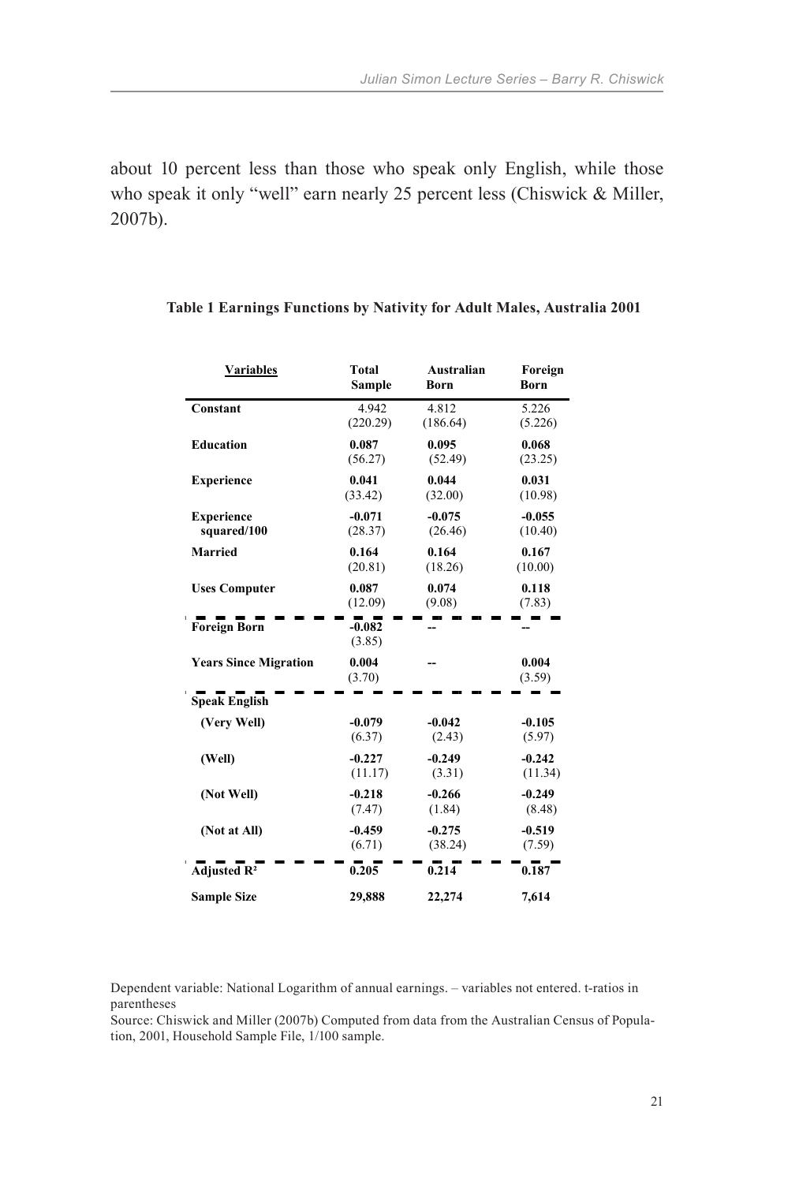about 10 percent less than those who speak only English, while those who speak it only "well" earn nearly 25 percent less (Chiswick & Miller, 2007b).

**Table 1 Earnings Functions by Nativity for Adult Males, Australia 2001**

| Variables | Total Sample | Australian Born | Foreign Born |
|---|---|---|---|
| **Constant** | 4.942<br>(220.29) | 4.812<br>(186.64) | 5.226<br>(5.226) |
| **Education** | **0.087**<br>(56.27) | **0.095**<br>(52.49) | **0.068**<br>(23.25) |
| **Experience** | **0.041**<br>(33.42) | **0.044**<br>(32.00) | **0.031**<br>(10.98) |
| **Experience squared/100** | **-0.071**<br>(28.37) | **-0.075**<br>(26.46) | **-0.055**<br>(10.40) |
| **Married** | **0.164**<br>(20.81) | **0.164**<br>(18.26) | **0.167**<br>(10.00) |
| **Uses Computer** | **0.087**<br>(12.09) | **0.074**<br>(9.08) | **0.118**<br>(7.83) |
| **Foreign Born** | **-0.082**<br>(3.85) | -- | -- |
| **Years Since Migration** | **0.004**<br>(3.70) | -- | **0.004**<br>(3.59) |
| **Speak English** | | | |
| **(Very Well)** | **-0.079**<br>(6.37) | **-0.042**<br>(2.43) | **-0.105**<br>(5.97) |
| **(Well)** | **-0.227**<br>(11.17) | **-0.249**<br>(3.31) | **-0.242**<br>(11.34) |
| **(Not Well)** | **-0.218**<br>(7.47) | **-0.266**<br>(1.84) | **-0.249**<br>(8.48) |
| **(Not at All)** | **-0.459**<br>(6.71) | **-0.275**<br>(38.24) | **-0.519**<br>(7.59) |
| **Adjusted $R^2$** | **0.205** | **0.214** | **0.187** |
| **Sample Size** | **29,888** | **22,274** | **7,614** |

Dependent variable: National Logarithm of annual earnings. – variables not entered. t-ratios in parentheses

Source: Chiswick and Miller (2007b) Computed from data from the Australian Census of Population, 2001, Household Sample File, 1/100 sample.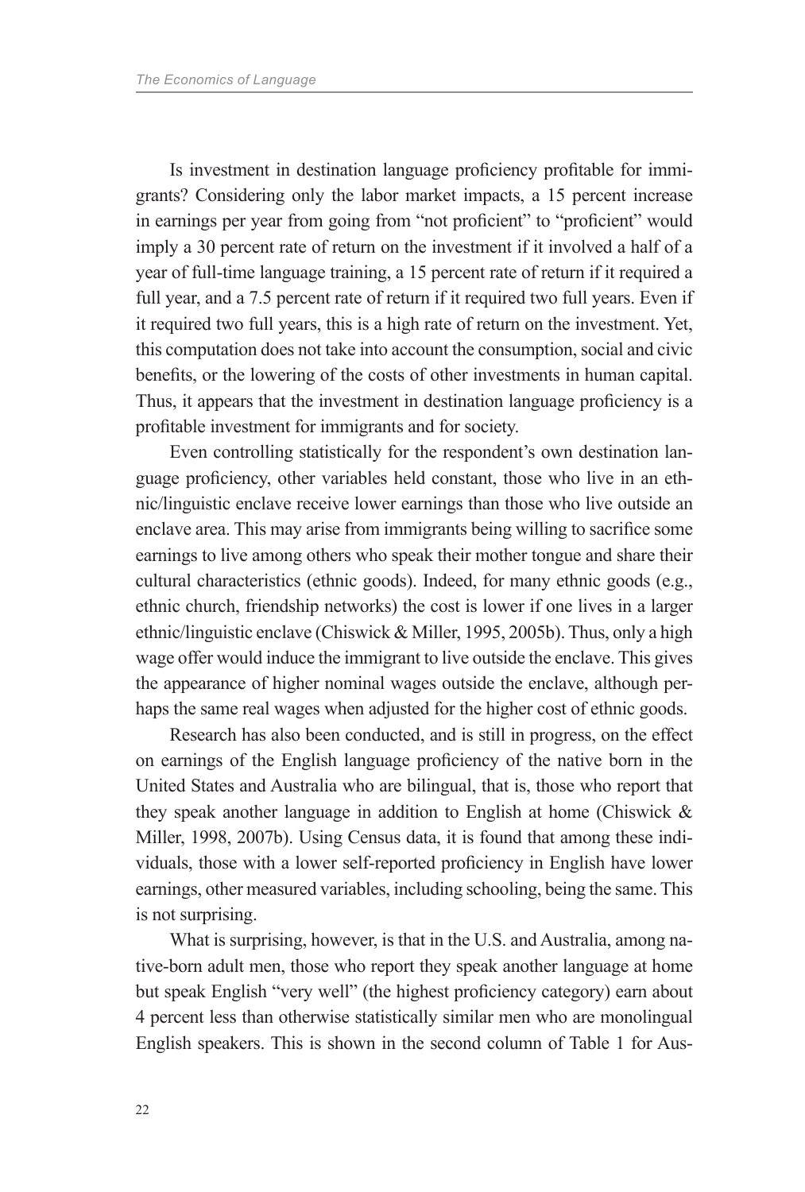Is investment in destination language proficiency profitable for immigrants? Considering only the labor market impacts, a 15 percent increase in earnings per year from going from "not proficient" to "proficient" would imply a 30 percent rate of return on the investment if it involved a half of a year of full-time language training, a 15 percent rate of return if it required a full year, and a 7.5 percent rate of return if it required two full years. Even if it required two full years, this is a high rate of return on the investment. Yet, this computation does not take into account the consumption, social and civic benefits, or the lowering of the costs of other investments in human capital. Thus, it appears that the investment in destination language proficiency is a profitable investment for immigrants and for society.

Even controlling statistically for the respondent's own destination language proficiency, other variables held constant, those who live in an ethnic/linguistic enclave receive lower earnings than those who live outside an enclave area. This may arise from immigrants being willing to sacrifice some earnings to live among others who speak their mother tongue and share their cultural characteristics (ethnic goods). Indeed, for many ethnic goods (e.g., ethnic church, friendship networks) the cost is lower if one lives in a larger ethnic/linguistic enclave (Chiswick & Miller, 1995, 2005b). Thus, only a high wage offer would induce the immigrant to live outside the enclave. This gives the appearance of higher nominal wages outside the enclave, although perhaps the same real wages when adjusted for the higher cost of ethnic goods.

Research has also been conducted, and is still in progress, on the effect on earnings of the English language proficiency of the native born in the United States and Australia who are bilingual, that is, those who report that they speak another language in addition to English at home (Chiswick & Miller, 1998, 2007b). Using Census data, it is found that among these individuals, those with a lower self-reported proficiency in English have lower earnings, other measured variables, including schooling, being the same. This is not surprising.

What is surprising, however, is that in the U.S. and Australia, among native-born adult men, those who report they speak another language at home but speak English "very well" (the highest proficiency category) earn about 4 percent less than otherwise statistically similar men who are monolingual English speakers. This is shown in the second column of Table 1 for Aus-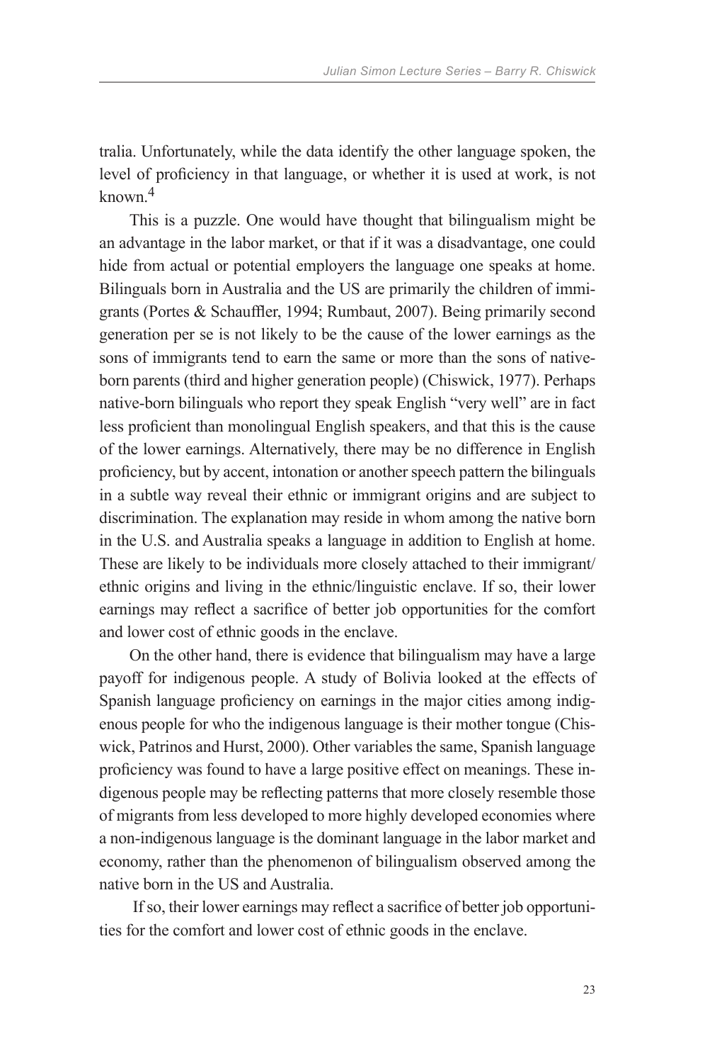tralia. Unfortunately, while the data identify the other language spoken, the level of proficiency in that language, or whether it is used at work, is not known.[4]

This is a puzzle. One would have thought that bilingualism might be an advantage in the labor market, or that if it was a disadvantage, one could hide from actual or potential employers the language one speaks at home. Bilinguals born in Australia and the US are primarily the children of immigrants (Portes & Schauffler, 1994; Rumbaut, 2007). Being primarily second generation per se is not likely to be the cause of the lower earnings as the sons of immigrants tend to earn the same or more than the sons of native-born parents (third and higher generation people) (Chiswick, 1977). Perhaps native-born bilinguals who report they speak English "very well" are in fact less proficient than monolingual English speakers, and that this is the cause of the lower earnings. Alternatively, there may be no difference in English proficiency, but by accent, intonation or another speech pattern the bilinguals in a subtle way reveal their ethnic or immigrant origins and are subject to discrimination. The explanation may reside in whom among the native born in the U.S. and Australia speaks a language in addition to English at home. These are likely to be individuals more closely attached to their immigrant/ethnic origins and living in the ethnic/linguistic enclave. If so, their lower earnings may reflect a sacrifice of better job opportunities for the comfort and lower cost of ethnic goods in the enclave.

On the other hand, there is evidence that bilingualism may have a large payoff for indigenous people. A study of Bolivia looked at the effects of Spanish language proficiency on earnings in the major cities among indigenous people for who the indigenous language is their mother tongue (Chiswick, Patrinos and Hurst, 2000). Other variables the same, Spanish language proficiency was found to have a large positive effect on meanings. These indigenous people may be reflecting patterns that more closely resemble those of migrants from less developed to more highly developed economies where a non-indigenous language is the dominant language in the labor market and economy, rather than the phenomenon of bilingualism observed among the native born in the US and Australia.

If so, their lower earnings may reflect a sacrifice of better job opportunities for the comfort and lower cost of ethnic goods in the enclave.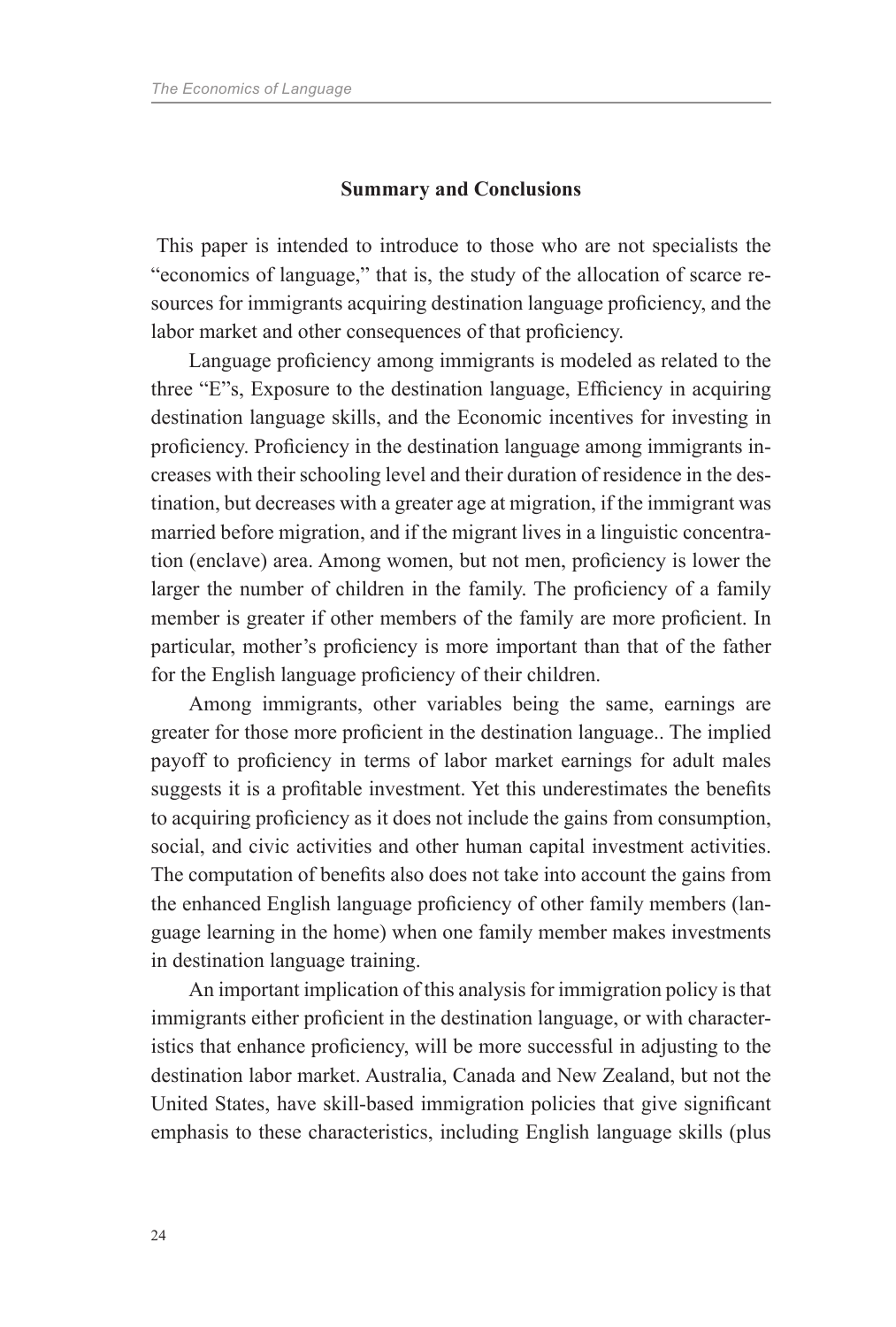## Summary and Conclusions

This paper is intended to introduce to those who are not specialists the "economics of language," that is, the study of the allocation of scarce resources for immigrants acquiring destination language proficiency, and the labor market and other consequences of that proficiency.

Language proficiency among immigrants is modeled as related to the three "E"s, Exposure to the destination language, Efficiency in acquiring destination language skills, and the Economic incentives for investing in proficiency. Proficiency in the destination language among immigrants increases with their schooling level and their duration of residence in the destination, but decreases with a greater age at migration, if the immigrant was married before migration, and if the migrant lives in a linguistic concentration (enclave) area. Among women, but not men, proficiency is lower the larger the number of children in the family. The proficiency of a family member is greater if other members of the family are more proficient. In particular, mother's proficiency is more important than that of the father for the English language proficiency of their children.

Among immigrants, other variables being the same, earnings are greater for those more proficient in the destination language.. The implied payoff to proficiency in terms of labor market earnings for adult males suggests it is a profitable investment. Yet this underestimates the benefits to acquiring proficiency as it does not include the gains from consumption, social, and civic activities and other human capital investment activities. The computation of benefits also does not take into account the gains from the enhanced English language proficiency of other family members (language learning in the home) when one family member makes investments in destination language training.

An important implication of this analysis for immigration policy is that immigrants either proficient in the destination language, or with characteristics that enhance proficiency, will be more successful in adjusting to the destination labor market. Australia, Canada and New Zealand, but not the United States, have skill-based immigration policies that give significant emphasis to these characteristics, including English language skills (plus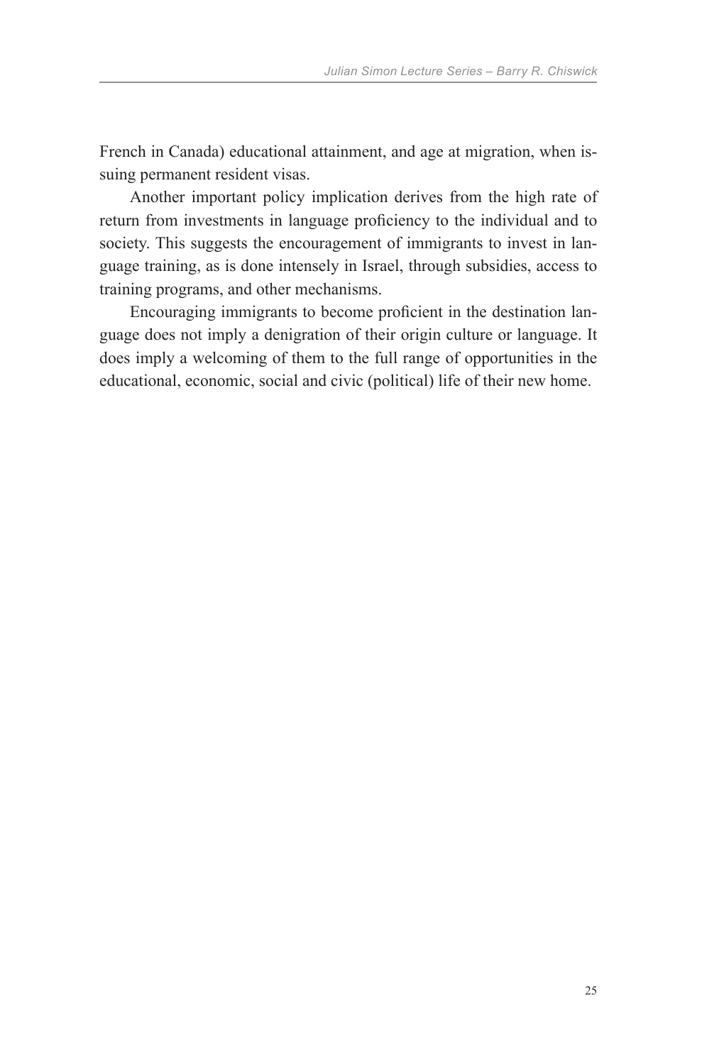French in Canada) educational attainment, and age at migration, when issuing permanent resident visas.

Another important policy implication derives from the high rate of return from investments in language proficiency to the individual and to society. This suggests the encouragement of immigrants to invest in language training, as is done intensely in Israel, through subsidies, access to training programs, and other mechanisms.

Encouraging immigrants to become proficient in the destination language does not imply a denigration of their origin culture or language. It does imply a welcoming of them to the full range of opportunities in the educational, economic, social and civic (political) life of their new home.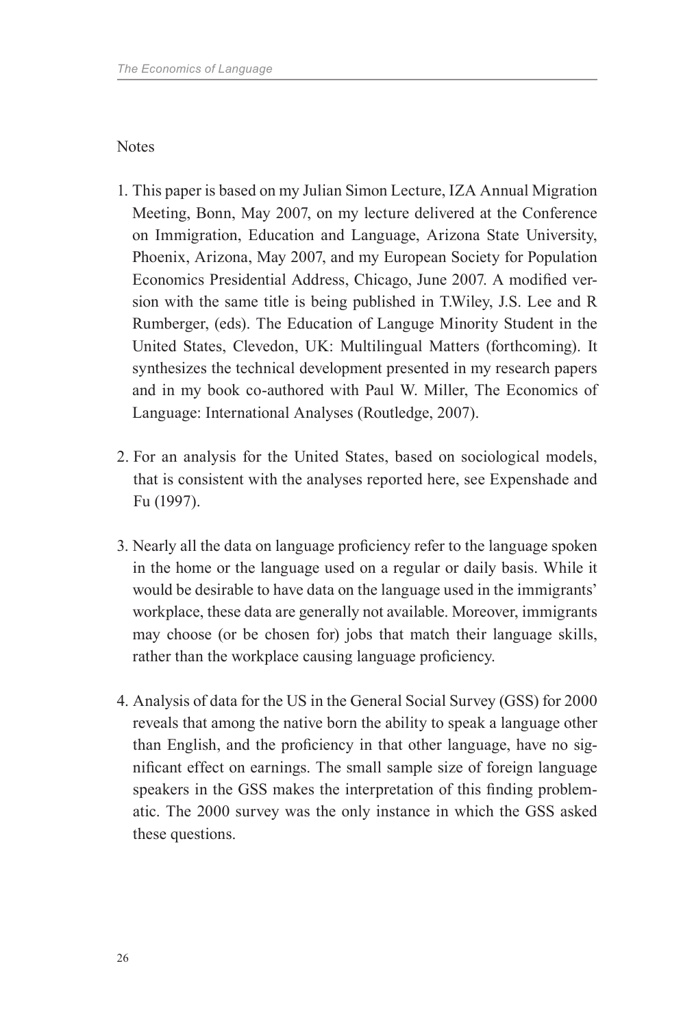Notes

1. This paper is based on my Julian Simon Lecture, IZA Annual Migration Meeting, Bonn, May 2007, on my lecture delivered at the Conference on Immigration, Education and Language, Arizona State University, Phoenix, Arizona, May 2007, and my European Society for Population Economics Presidential Address, Chicago, June 2007. A modified version with the same title is being published in T.Wiley, J.S. Lee and R Rumberger, (eds). The Education of Languge Minority Student in the United States, Clevedon, UK: Multilingual Matters (forthcoming). It synthesizes the technical development presented in my research papers and in my book co-authored with Paul W. Miller, The Economics of Language: International Analyses (Routledge, 2007).

2. For an analysis for the United States, based on sociological models, that is consistent with the analyses reported here, see Expenshade and Fu (1997).

3. Nearly all the data on language proficiency refer to the language spoken in the home or the language used on a regular or daily basis. While it would be desirable to have data on the language used in the immigrants' workplace, these data are generally not available. Moreover, immigrants may choose (or be chosen for) jobs that match their language skills, rather than the workplace causing language proficiency.

4. Analysis of data for the US in the General Social Survey (GSS) for 2000 reveals that among the native born the ability to speak a language other than English, and the proficiency in that other language, have no significant effect on earnings. The small sample size of foreign language speakers in the GSS makes the interpretation of this finding problematic. The 2000 survey was the only instance in which the GSS asked these questions.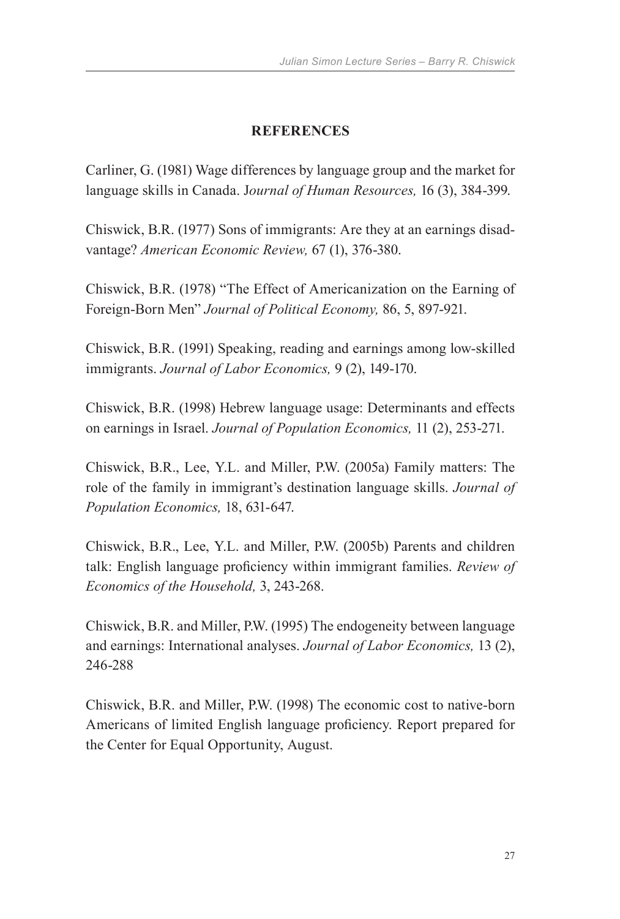## REFERENCES

Carliner, G. (1981) Wage differences by language group and the market for language skills in Canada. J*ournal of Human Resources,* 16 (3), 384-399.

Chiswick, B.R. (1977) Sons of immigrants: Are they at an earnings disadvantage? *American Economic Review,* 67 (1), 376-380.

Chiswick, B.R. (1978) "The Effect of Americanization on the Earning of Foreign-Born Men" *Journal of Political Economy,* 86, 5, 897-921.

Chiswick, B.R. (1991) Speaking, reading and earnings among low-skilled immigrants. *Journal of Labor Economics,* 9 (2), 149-170.

Chiswick, B.R. (1998) Hebrew language usage: Determinants and effects on earnings in Israel. *Journal of Population Economics,* 11 (2), 253-271.

Chiswick, B.R., Lee, Y.L. and Miller, P.W. (2005a) Family matters: The role of the family in immigrant's destination language skills. *Journal of Population Economics,* 18, 631-647.

Chiswick, B.R., Lee, Y.L. and Miller, P.W. (2005b) Parents and children talk: English language proficiency within immigrant families. *Review of Economics of the Household,* 3, 243-268.

Chiswick, B.R. and Miller, P.W. (1995) The endogeneity between language and earnings: International analyses. *Journal of Labor Economics,* 13 (2), 246-288

Chiswick, B.R. and Miller, P.W. (1998) The economic cost to native-born Americans of limited English language proficiency. Report prepared for the Center for Equal Opportunity, August.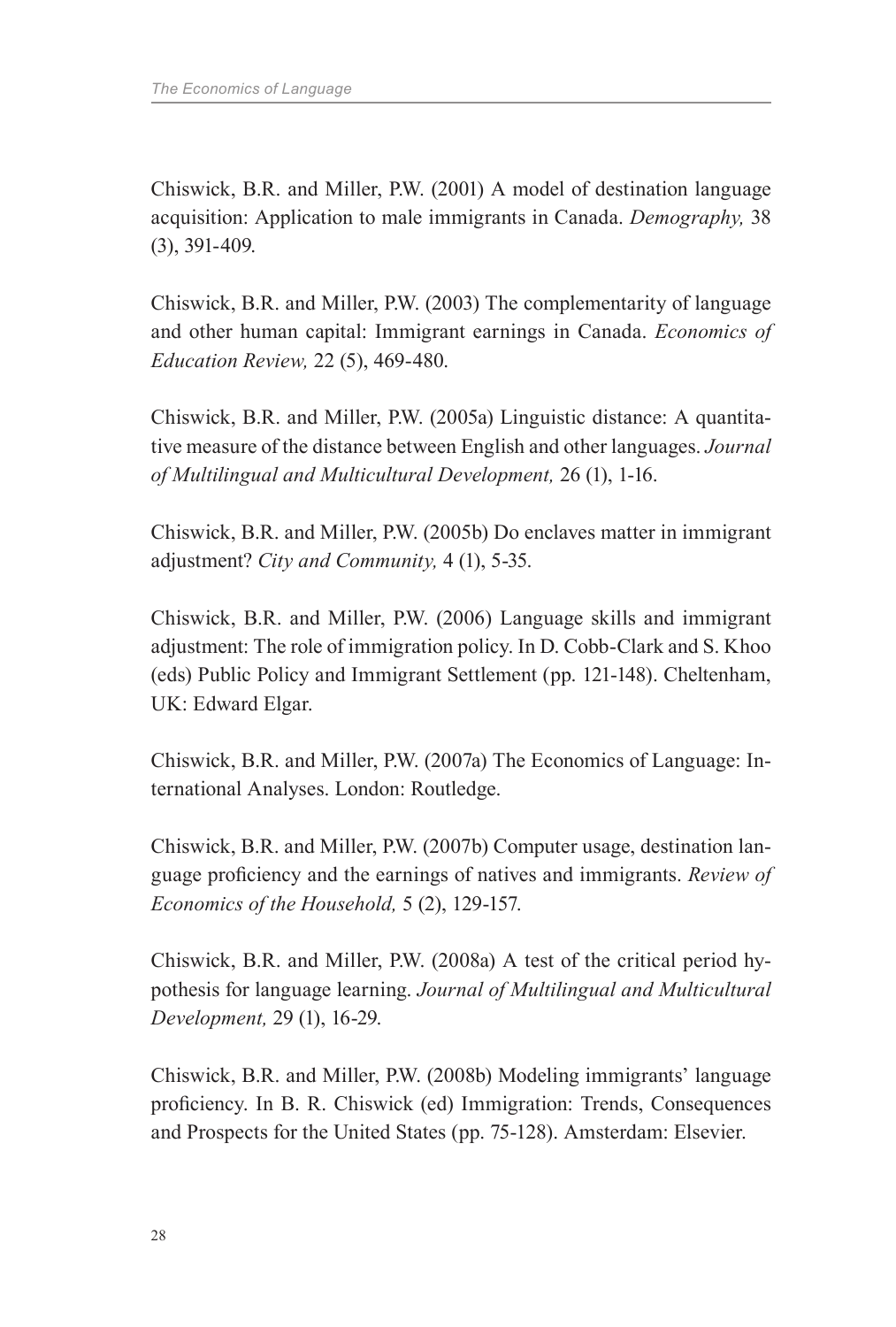Chiswick, B.R. and Miller, P.W. (2001) A model of destination language acquisition: Application to male immigrants in Canada. *Demography,* 38 (3), 391-409.

Chiswick, B.R. and Miller, P.W. (2003) The complementarity of language and other human capital: Immigrant earnings in Canada. *Economics of Education Review,* 22 (5), 469-480.

Chiswick, B.R. and Miller, P.W. (2005a) Linguistic distance: A quantitative measure of the distance between English and other languages. *Journal of Multilingual and Multicultural Development,* 26 (1), 1-16.

Chiswick, B.R. and Miller, P.W. (2005b) Do enclaves matter in immigrant adjustment? *City and Community,* 4 (1), 5-35.

Chiswick, B.R. and Miller, P.W. (2006) Language skills and immigrant adjustment: The role of immigration policy. In D. Cobb-Clark and S. Khoo (eds) Public Policy and Immigrant Settlement (pp. 121-148). Cheltenham, UK: Edward Elgar.

Chiswick, B.R. and Miller, P.W. (2007a) The Economics of Language: International Analyses. London: Routledge.

Chiswick, B.R. and Miller, P.W. (2007b) Computer usage, destination language proficiency and the earnings of natives and immigrants. *Review of Economics of the Household,* 5 (2), 129-157.

Chiswick, B.R. and Miller, P.W. (2008a) A test of the critical period hypothesis for language learning. *Journal of Multilingual and Multicultural Development,* 29 (1), 16-29.

Chiswick, B.R. and Miller, P.W. (2008b) Modeling immigrants' language proficiency. In B. R. Chiswick (ed) Immigration: Trends, Consequences and Prospects for the United States (pp. 75-128). Amsterdam: Elsevier.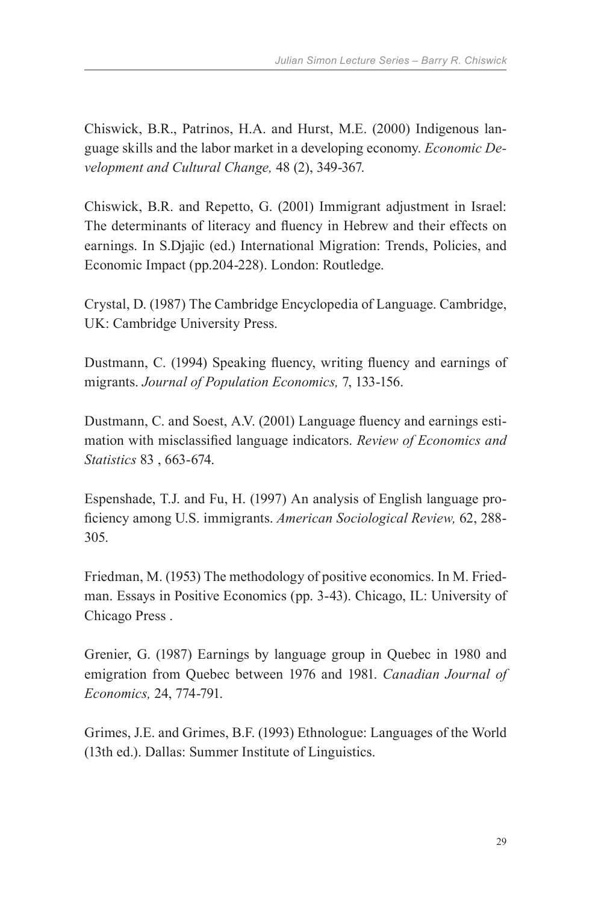Chiswick, B.R., Patrinos, H.A. and Hurst, M.E. (2000) Indigenous language skills and the labor market in a developing economy. *Economic Development and Cultural Change,* 48 (2), 349-367.

Chiswick, B.R. and Repetto, G. (2001) Immigrant adjustment in Israel: The determinants of literacy and fluency in Hebrew and their effects on earnings. In S.Djajic (ed.) International Migration: Trends, Policies, and Economic Impact (pp.204-228). London: Routledge.

Crystal, D. (1987) The Cambridge Encyclopedia of Language. Cambridge, UK: Cambridge University Press.

Dustmann, C. (1994) Speaking fluency, writing fluency and earnings of migrants. *Journal of Population Economics,* 7, 133-156.

Dustmann, C. and Soest, A.V. (2001) Language fluency and earnings estimation with misclassified language indicators. *Review of Economics and Statistics* 83 , 663-674.

Espenshade, T.J. and Fu, H. (1997) An analysis of English language proficiency among U.S. immigrants. *American Sociological Review,* 62, 288-305.

Friedman, M. (1953) The methodology of positive economics. In M. Friedman. Essays in Positive Economics (pp. 3-43). Chicago, IL: University of Chicago Press .

Grenier, G. (1987) Earnings by language group in Quebec in 1980 and emigration from Quebec between 1976 and 1981. *Canadian Journal of Economics,* 24, 774-791.

Grimes, J.E. and Grimes, B.F. (1993) Ethnologue: Languages of the World (13th ed.). Dallas: Summer Institute of Linguistics.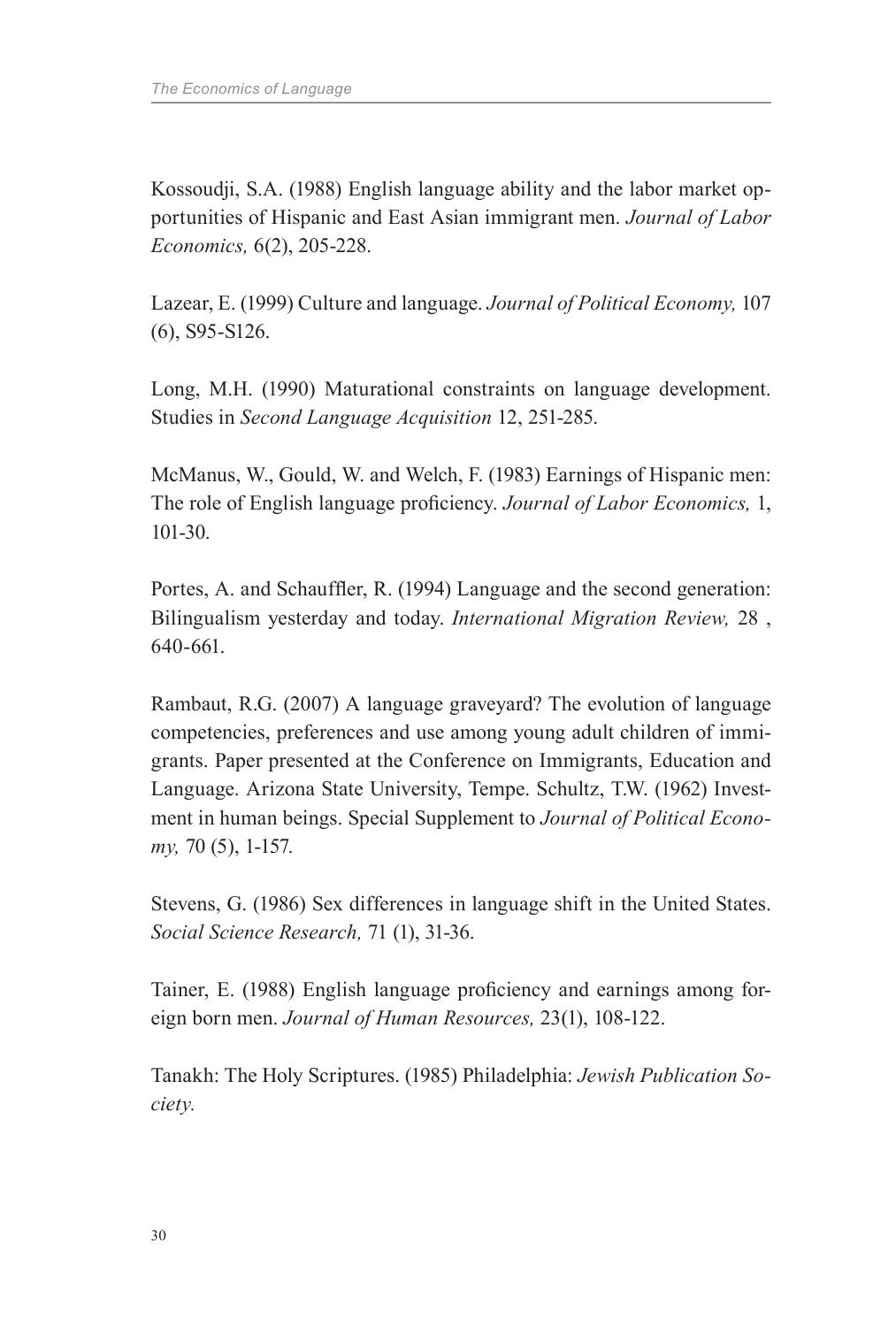Kossoudji, S.A. (1988) English language ability and the labor market opportunities of Hispanic and East Asian immigrant men. *Journal of Labor Economics,* 6(2), 205-228.

Lazear, E. (1999) Culture and language. *Journal of Political Economy,* 107 (6), S95-S126.

Long, M.H. (1990) Maturational constraints on language development. Studies in *Second Language Acquisition* 12, 251-285.

McManus, W., Gould, W. and Welch, F. (1983) Earnings of Hispanic men: The role of English language proficiency. *Journal of Labor Economics,* 1, 101-30.

Portes, A. and Schauffler, R. (1994) Language and the second generation: Bilingualism yesterday and today. *International Migration Review,* 28 , 640-661.

Rambaut, R.G. (2007) A language graveyard? The evolution of language competencies, preferences and use among young adult children of immigrants. Paper presented at the Conference on Immigrants, Education and Language. Arizona State University, Tempe. Schultz, T.W. (1962) Investment in human beings. Special Supplement to *Journal of Political Economy,* 70 (5), 1-157.

Stevens, G. (1986) Sex differences in language shift in the United States. *Social Science Research,* 71 (1), 31-36.

Tainer, E. (1988) English language proficiency and earnings among foreign born men. *Journal of Human Resources,* 23(1), 108-122.

Tanakh: The Holy Scriptures. (1985) Philadelphia: *Jewish Publication Society.*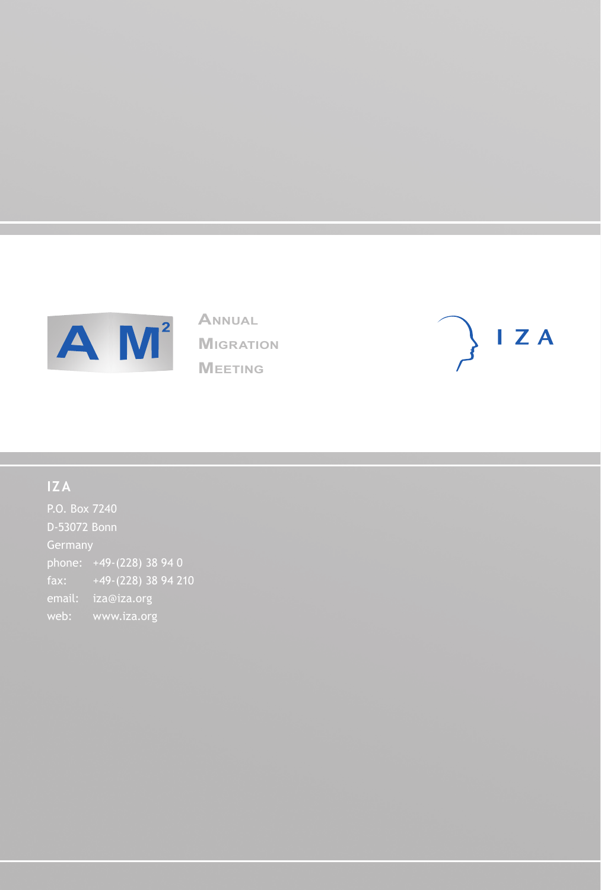AM²

Annual
Migration
Meeting

IZA

**IZA**

P.O. Box 7240
D-53072 Bonn
Germany
phone: +49-(228) 38 94 0
fax: +49-(228) 38 94 210
email: iza@iza.org
web: www.iza.org